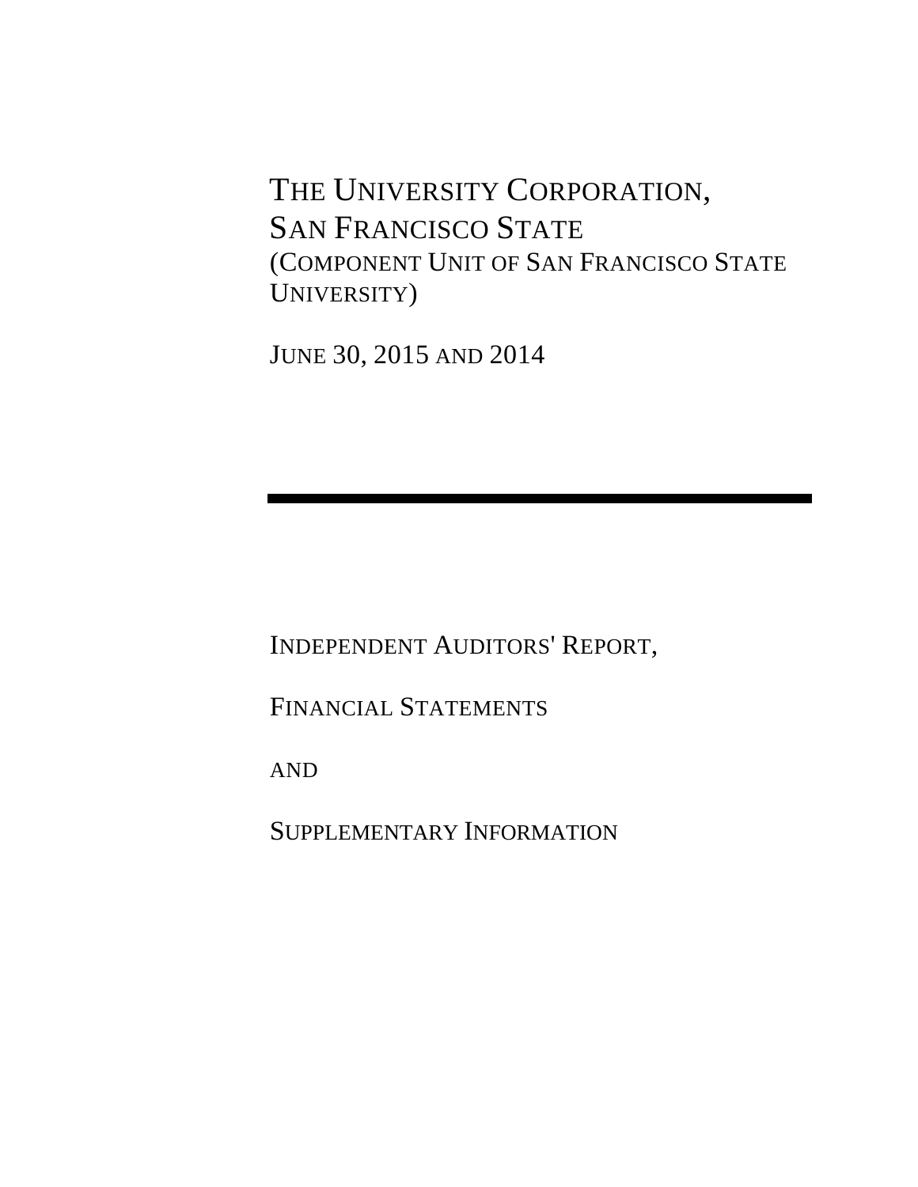# THE UNIVERSITY CORPORATION, SAN FRANCISCO STATE

(COMPONENT UNIT OF SAN FRANCISCO STATE UNIVERSITY)

JUNE 30, 2015 AND 2014

---

INDEPENDENT AUDITORS' REPORT,

FINANCIAL STATEMENTS

AND

SUPPLEMENTARY INFORMATION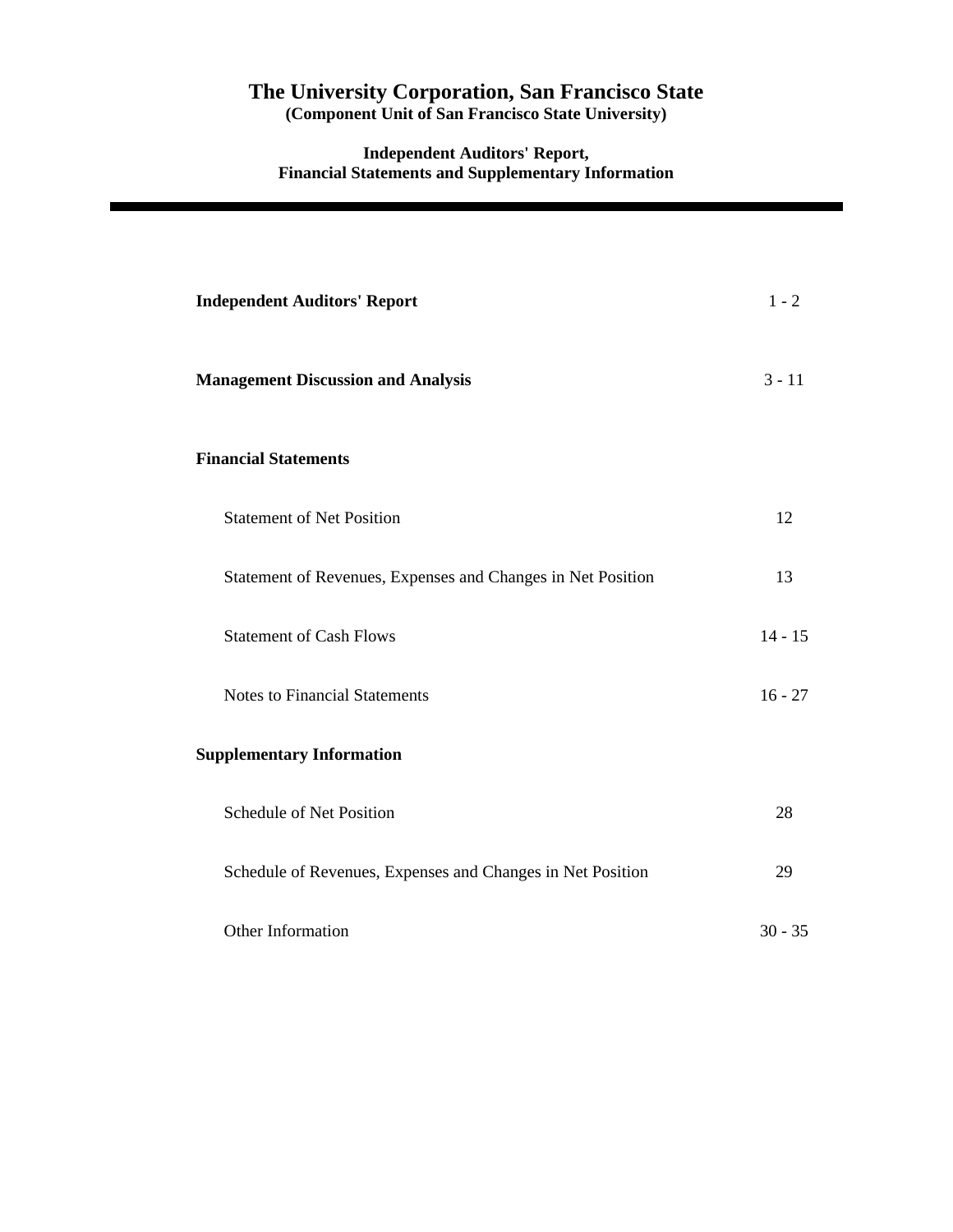# The University Corporation, San Francisco State

**(Component Unit of San Francisco State University)**

**Independent Auditors' Report,**
**Financial Statements and Supplementary Information**

---

| | |
|---|---|
| **Independent Auditors' Report** | 1 - 2 |
| **Management Discussion and Analysis** | 3 - 11 |
| **Financial Statements** | |
| Statement of Net Position | 12 |
| Statement of Revenues, Expenses and Changes in Net Position | 13 |
| Statement of Cash Flows | 14 - 15 |
| Notes to Financial Statements | 16 - 27 |
| **Supplementary Information** | |
| Schedule of Net Position | 28 |
| Schedule of Revenues, Expenses and Changes in Net Position | 29 |
| Other Information | 30 - 35 |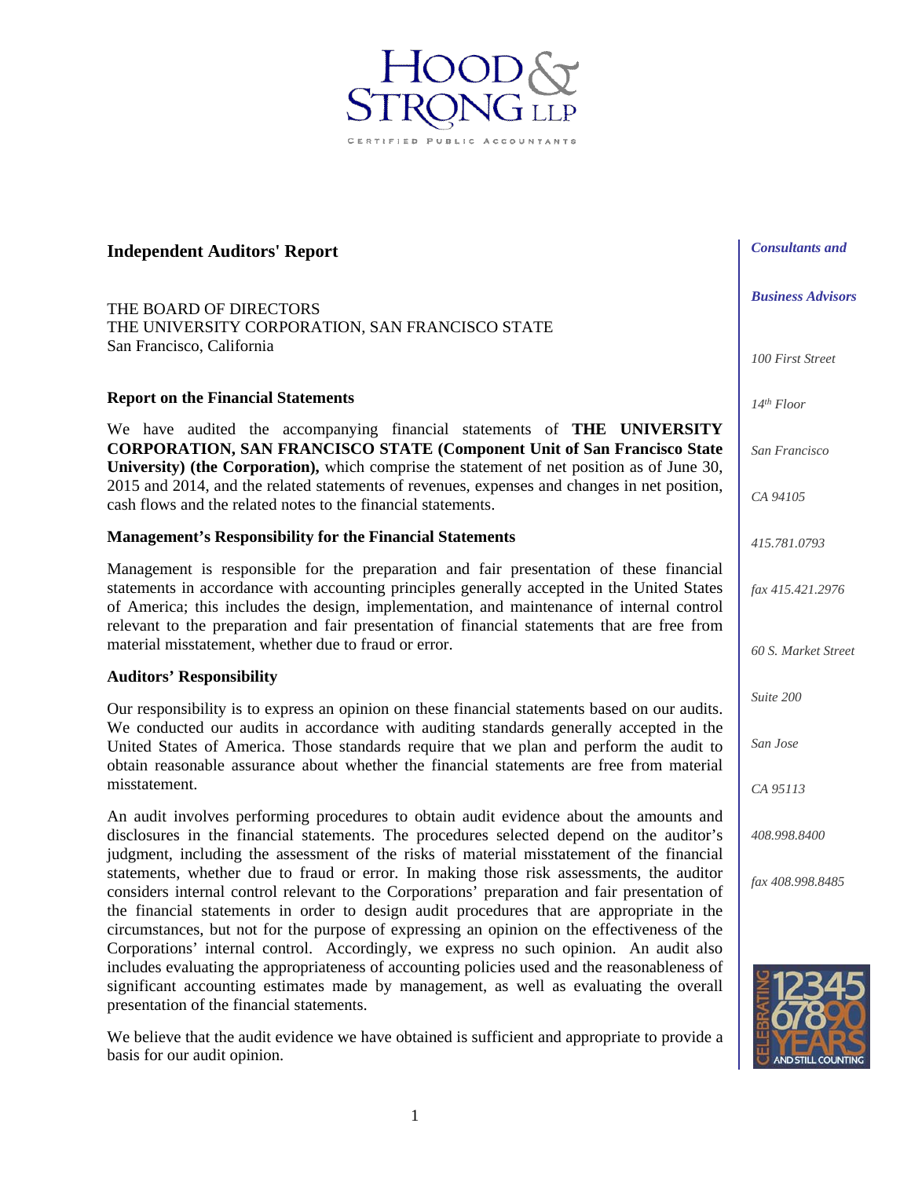# HOOD & STRONG LLP

CERTIFIED PUBLIC ACCOUNTANTS

## Independent Auditors' Report

THE BOARD OF DIRECTORS
THE UNIVERSITY CORPORATION, SAN FRANCISCO STATE
San Francisco, California

### Report on the Financial Statements

We have audited the accompanying financial statements of **THE UNIVERSITY CORPORATION, SAN FRANCISCO STATE (Component Unit of San Francisco State University) (the Corporation),** which comprise the statement of net position as of June 30, 2015 and 2014, and the related statements of revenues, expenses and changes in net position, cash flows and the related notes to the financial statements.

### Management's Responsibility for the Financial Statements

Management is responsible for the preparation and fair presentation of these financial statements in accordance with accounting principles generally accepted in the United States of America; this includes the design, implementation, and maintenance of internal control relevant to the preparation and fair presentation of financial statements that are free from material misstatement, whether due to fraud or error.

### Auditors' Responsibility

Our responsibility is to express an opinion on these financial statements based on our audits. We conducted our audits in accordance with auditing standards generally accepted in the United States of America. Those standards require that we plan and perform the audit to obtain reasonable assurance about whether the financial statements are free from material misstatement.

An audit involves performing procedures to obtain audit evidence about the amounts and disclosures in the financial statements. The procedures selected depend on the auditor's judgment, including the assessment of the risks of material misstatement of the financial statements, whether due to fraud or error. In making those risk assessments, the auditor considers internal control relevant to the Corporations' preparation and fair presentation of the financial statements in order to design audit procedures that are appropriate in the circumstances, but not for the purpose of expressing an opinion on the effectiveness of the Corporations' internal control. Accordingly, we express no such opinion. An audit also includes evaluating the appropriateness of accounting policies used and the reasonableness of significant accounting estimates made by management, as well as evaluating the overall presentation of the financial statements.

We believe that the audit evidence we have obtained is sufficient and appropriate to provide a basis for our audit opinion.

*Consultants and Business Advisors*

*100 First Street*
*14th Floor*
*San Francisco*
*CA 94105*
*415.781.0793*
*fax 415.421.2976*

*60 S. Market Street*
*Suite 200*
*San Jose*
*CA 95113*
*408.998.8400*
*fax 408.998.8485*

CELEBRATING 90 YEARS AND STILL COUNTING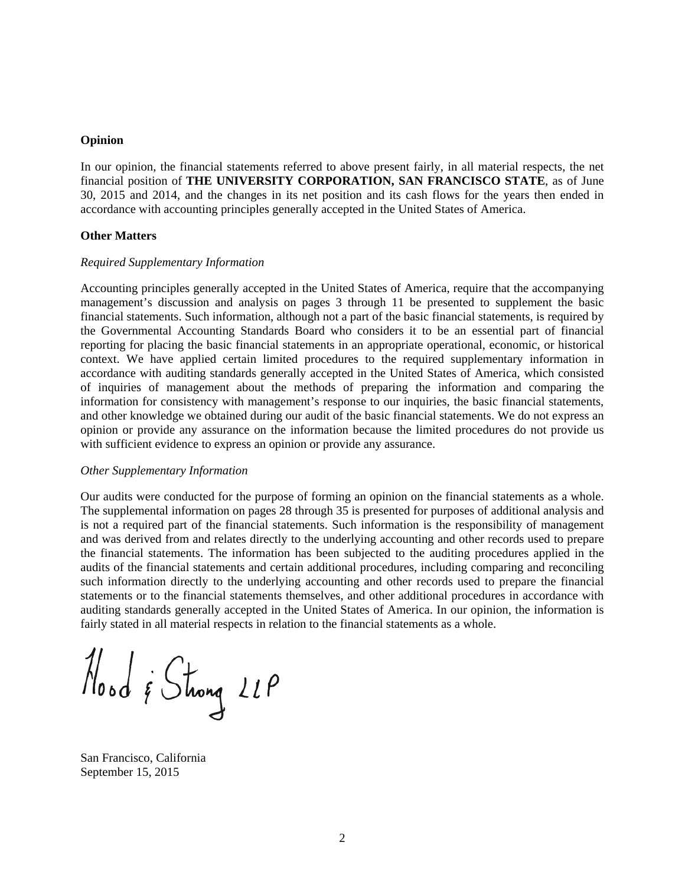**Opinion**

In our opinion, the financial statements referred to above present fairly, in all material respects, the net financial position of **THE UNIVERSITY CORPORATION, SAN FRANCISCO STATE**, as of June 30, 2015 and 2014, and the changes in its net position and its cash flows for the years then ended in accordance with accounting principles generally accepted in the United States of America.

**Other Matters**

*Required Supplementary Information*

Accounting principles generally accepted in the United States of America, require that the accompanying management's discussion and analysis on pages 3 through 11 be presented to supplement the basic financial statements. Such information, although not a part of the basic financial statements, is required by the Governmental Accounting Standards Board who considers it to be an essential part of financial reporting for placing the basic financial statements in an appropriate operational, economic, or historical context. We have applied certain limited procedures to the required supplementary information in accordance with auditing standards generally accepted in the United States of America, which consisted of inquiries of management about the methods of preparing the information and comparing the information for consistency with management's response to our inquiries, the basic financial statements, and other knowledge we obtained during our audit of the basic financial statements. We do not express an opinion or provide any assurance on the information because the limited procedures do not provide us with sufficient evidence to express an opinion or provide any assurance.

*Other Supplementary Information*

Our audits were conducted for the purpose of forming an opinion on the financial statements as a whole. The supplemental information on pages 28 through 35 is presented for purposes of additional analysis and is not a required part of the financial statements. Such information is the responsibility of management and was derived from and relates directly to the underlying accounting and other records used to prepare the financial statements. The information has been subjected to the auditing procedures applied in the audits of the financial statements and certain additional procedures, including comparing and reconciling such information directly to the underlying accounting and other records used to prepare the financial statements or to the financial statements themselves, and other additional procedures in accordance with auditing standards generally accepted in the United States of America. In our opinion, the information is fairly stated in all material respects in relation to the financial statements as a whole.

Hood & Strong LLP

San Francisco, California
September 15, 2015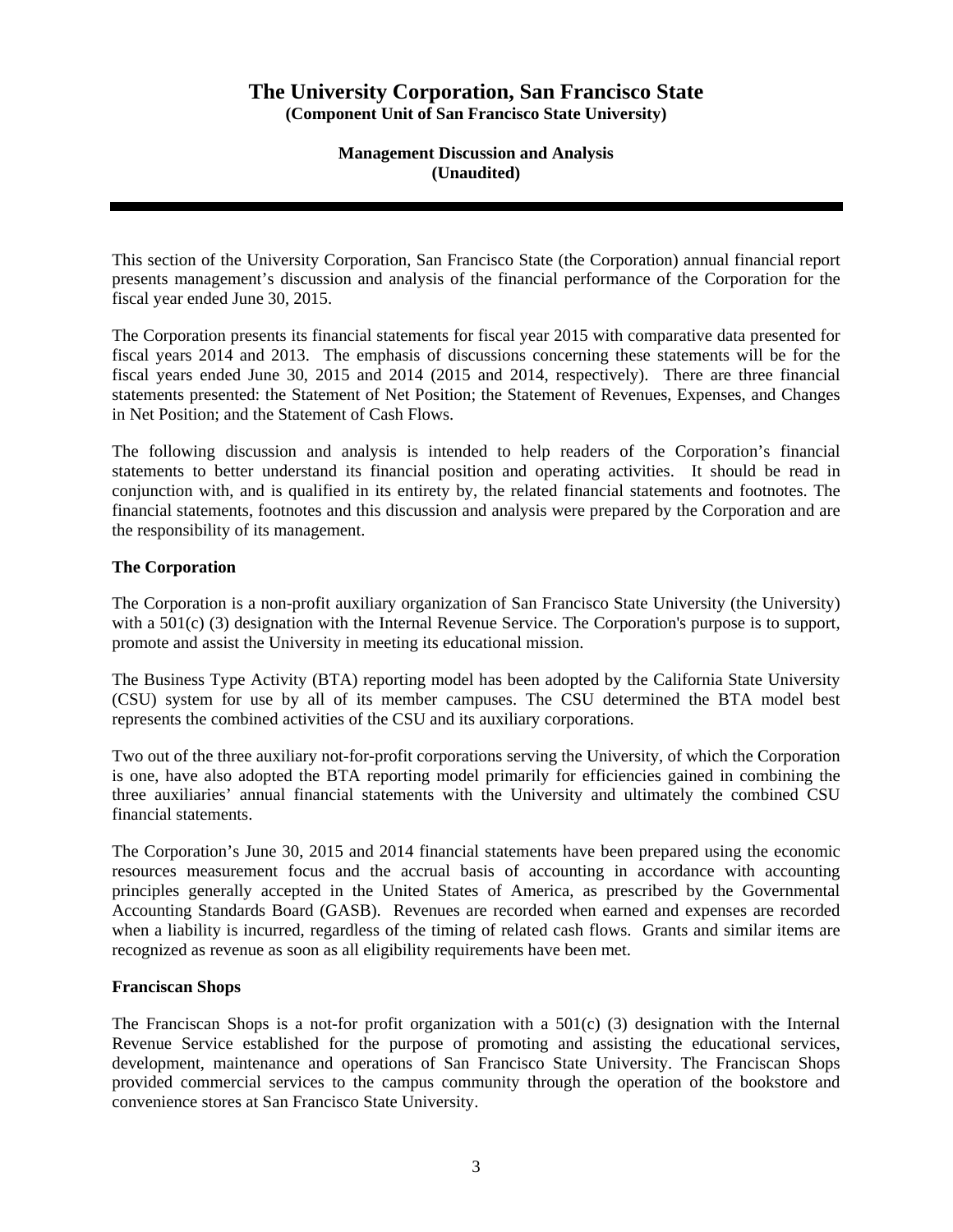# The University Corporation, San Francisco State

**(Component Unit of San Francisco State University)**

**Management Discussion and Analysis**
**(Unaudited)**

This section of the University Corporation, San Francisco State (the Corporation) annual financial report presents management's discussion and analysis of the financial performance of the Corporation for the fiscal year ended June 30, 2015.

The Corporation presents its financial statements for fiscal year 2015 with comparative data presented for fiscal years 2014 and 2013. The emphasis of discussions concerning these statements will be for the fiscal years ended June 30, 2015 and 2014 (2015 and 2014, respectively). There are three financial statements presented: the Statement of Net Position; the Statement of Revenues, Expenses, and Changes in Net Position; and the Statement of Cash Flows.

The following discussion and analysis is intended to help readers of the Corporation's financial statements to better understand its financial position and operating activities. It should be read in conjunction with, and is qualified in its entirety by, the related financial statements and footnotes. The financial statements, footnotes and this discussion and analysis were prepared by the Corporation and are the responsibility of its management.

## The Corporation

The Corporation is a non-profit auxiliary organization of San Francisco State University (the University) with a 501(c) (3) designation with the Internal Revenue Service. The Corporation's purpose is to support, promote and assist the University in meeting its educational mission.

The Business Type Activity (BTA) reporting model has been adopted by the California State University (CSU) system for use by all of its member campuses. The CSU determined the BTA model best represents the combined activities of the CSU and its auxiliary corporations.

Two out of the three auxiliary not-for-profit corporations serving the University, of which the Corporation is one, have also adopted the BTA reporting model primarily for efficiencies gained in combining the three auxiliaries' annual financial statements with the University and ultimately the combined CSU financial statements.

The Corporation's June 30, 2015 and 2014 financial statements have been prepared using the economic resources measurement focus and the accrual basis of accounting in accordance with accounting principles generally accepted in the United States of America, as prescribed by the Governmental Accounting Standards Board (GASB). Revenues are recorded when earned and expenses are recorded when a liability is incurred, regardless of the timing of related cash flows. Grants and similar items are recognized as revenue as soon as all eligibility requirements have been met.

## Franciscan Shops

The Franciscan Shops is a not-for profit organization with a 501(c) (3) designation with the Internal Revenue Service established for the purpose of promoting and assisting the educational services, development, maintenance and operations of San Francisco State University. The Franciscan Shops provided commercial services to the campus community through the operation of the bookstore and convenience stores at San Francisco State University.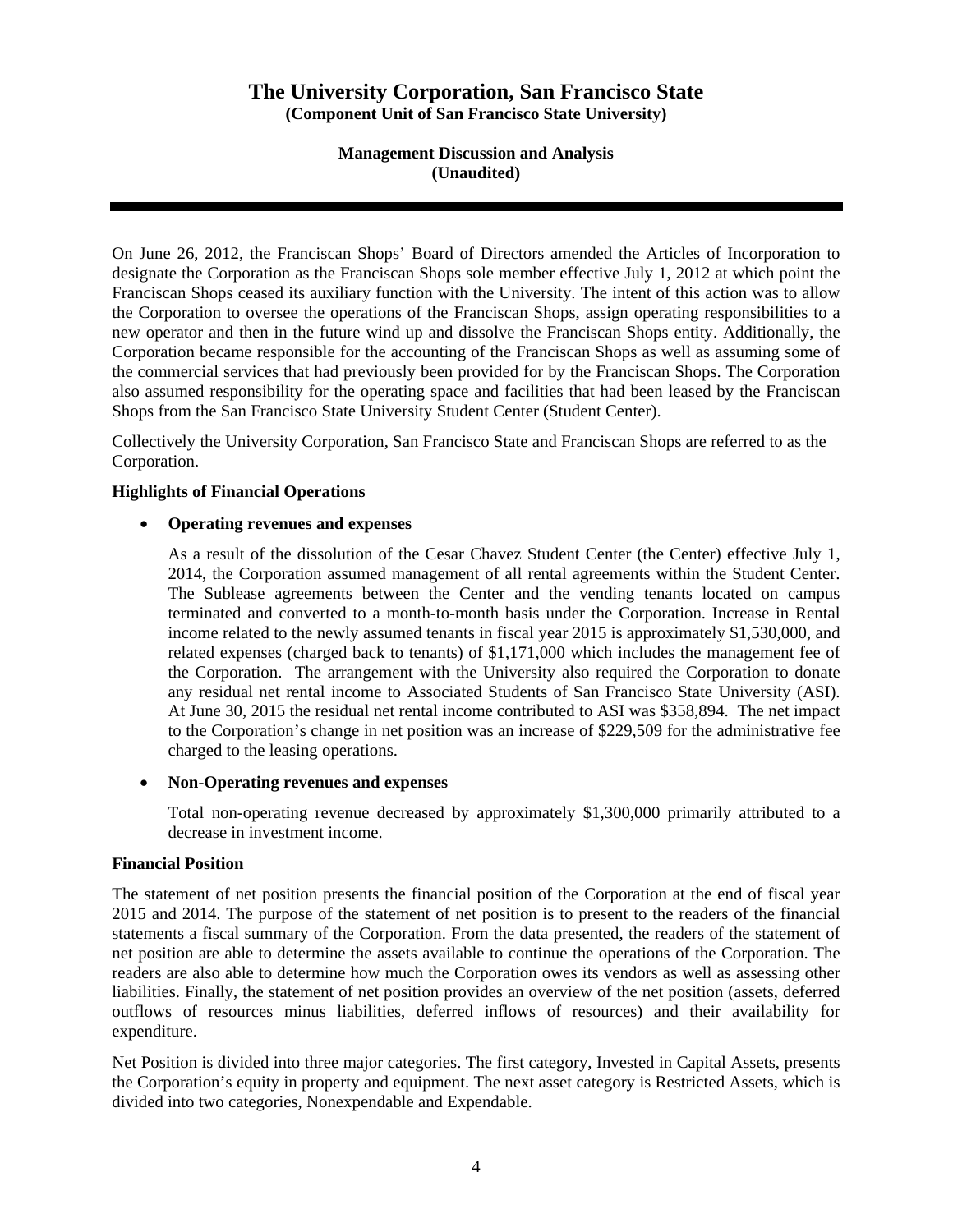On June 26, 2012, the Franciscan Shops' Board of Directors amended the Articles of Incorporation to designate the Corporation as the Franciscan Shops sole member effective July 1, 2012 at which point the Franciscan Shops ceased its auxiliary function with the University. The intent of this action was to allow the Corporation to oversee the operations of the Franciscan Shops, assign operating responsibilities to a new operator and then in the future wind up and dissolve the Franciscan Shops entity. Additionally, the Corporation became responsible for the accounting of the Franciscan Shops as well as assuming some of the commercial services that had previously been provided for by the Franciscan Shops. The Corporation also assumed responsibility for the operating space and facilities that had been leased by the Franciscan Shops from the San Francisco State University Student Center (Student Center).

Collectively the University Corporation, San Francisco State and Franciscan Shops are referred to as the Corporation.

**Highlights of Financial Operations**

- **Operating revenues and expenses**

  As a result of the dissolution of the Cesar Chavez Student Center (the Center) effective July 1, 2014, the Corporation assumed management of all rental agreements within the Student Center. The Sublease agreements between the Center and the vending tenants located on campus terminated and converted to a month-to-month basis under the Corporation. Increase in Rental income related to the newly assumed tenants in fiscal year 2015 is approximately $1,530,000, and related expenses (charged back to tenants) of $1,171,000 which includes the management fee of the Corporation. The arrangement with the University also required the Corporation to donate any residual net rental income to Associated Students of San Francisco State University (ASI). At June 30, 2015 the residual net rental income contributed to ASI was $358,894. The net impact to the Corporation's change in net position was an increase of $229,509 for the administrative fee charged to the leasing operations.

- **Non-Operating revenues and expenses**

  Total non-operating revenue decreased by approximately $1,300,000 primarily attributed to a decrease in investment income.

**Financial Position**

The statement of net position presents the financial position of the Corporation at the end of fiscal year 2015 and 2014. The purpose of the statement of net position is to present to the readers of the financial statements a fiscal summary of the Corporation. From the data presented, the readers of the statement of net position are able to determine the assets available to continue the operations of the Corporation. The readers are also able to determine how much the Corporation owes its vendors as well as assessing other liabilities. Finally, the statement of net position provides an overview of the net position (assets, deferred outflows of resources minus liabilities, deferred inflows of resources) and their availability for expenditure.

Net Position is divided into three major categories. The first category, Invested in Capital Assets, presents the Corporation's equity in property and equipment. The next asset category is Restricted Assets, which is divided into two categories, Nonexpendable and Expendable.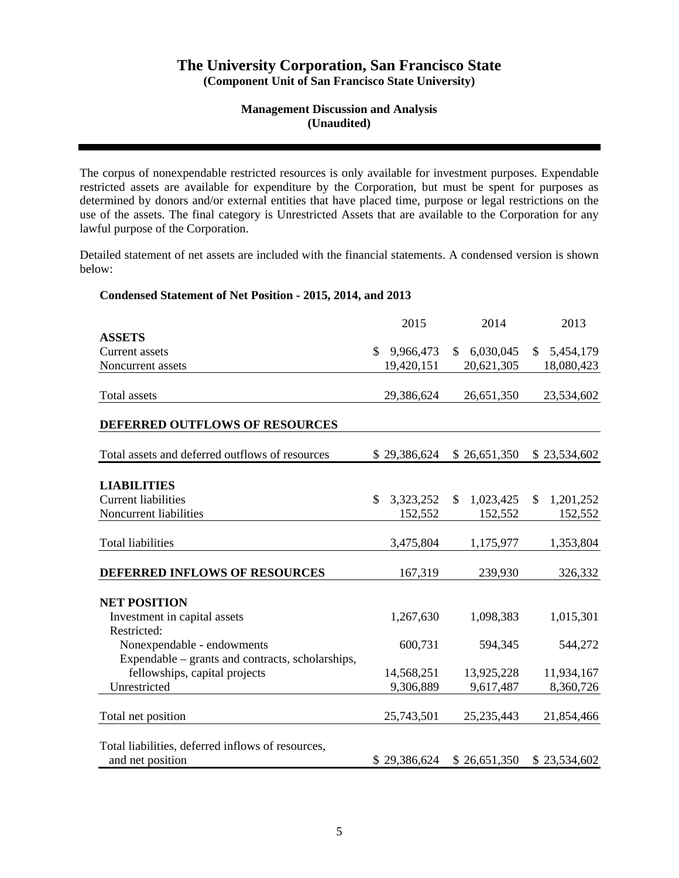# The University Corporation, San Francisco State

**(Component Unit of San Francisco State University)**

**Management Discussion and Analysis**
**(Unaudited)**

The corpus of nonexpendable restricted resources is only available for investment purposes. Expendable restricted assets are available for expenditure by the Corporation, but must be spent for purposes as determined by donors and/or external entities that have placed time, purpose or legal restrictions on the use of the assets. The final category is Unrestricted Assets that are available to the Corporation for any lawful purpose of the Corporation.

Detailed statement of net assets are included with the financial statements. A condensed version is shown below:

**Condensed Statement of Net Position - 2015, 2014, and 2013**

| | 2015 | 2014 | 2013 |
|---|---|---|---|
| **ASSETS** | | | |
| Current assets | $ 9,966,473 | $ 6,030,045 | $ 5,454,179 |
| Noncurrent assets | 19,420,151 | 20,621,305 | 18,080,423 |
| Total assets | 29,386,624 | 26,651,350 | 23,534,602 |
| **DEFERRED OUTFLOWS OF RESOURCES** | | | |
| Total assets and deferred outflows of resources | $ 29,386,624 | $ 26,651,350 | $ 23,534,602 |
| **LIABILITIES** | | | |
| Current liabilities | $ 3,323,252 | $ 1,023,425 | $ 1,201,252 |
| Noncurrent liabilities | 152,552 | 152,552 | 152,552 |
| Total liabilities | 3,475,804 | 1,175,977 | 1,353,804 |
| **DEFERRED INFLOWS OF RESOURCES** | 167,319 | 239,930 | 326,332 |
| **NET POSITION** | | | |
| Investment in capital assets | 1,267,630 | 1,098,383 | 1,015,301 |
| Restricted: | | | |
| Nonexpendable - endowments | 600,731 | 594,345 | 544,272 |
| Expendable – grants and contracts, scholarships, fellowships, capital projects | 14,568,251 | 13,925,228 | 11,934,167 |
| Unrestricted | 9,306,889 | 9,617,487 | 8,360,726 |
| Total net position | 25,743,501 | 25,235,443 | 21,854,466 |
| Total liabilities, deferred inflows of resources, and net position | $ 29,386,624 | $ 26,651,350 | $ 23,534,602 |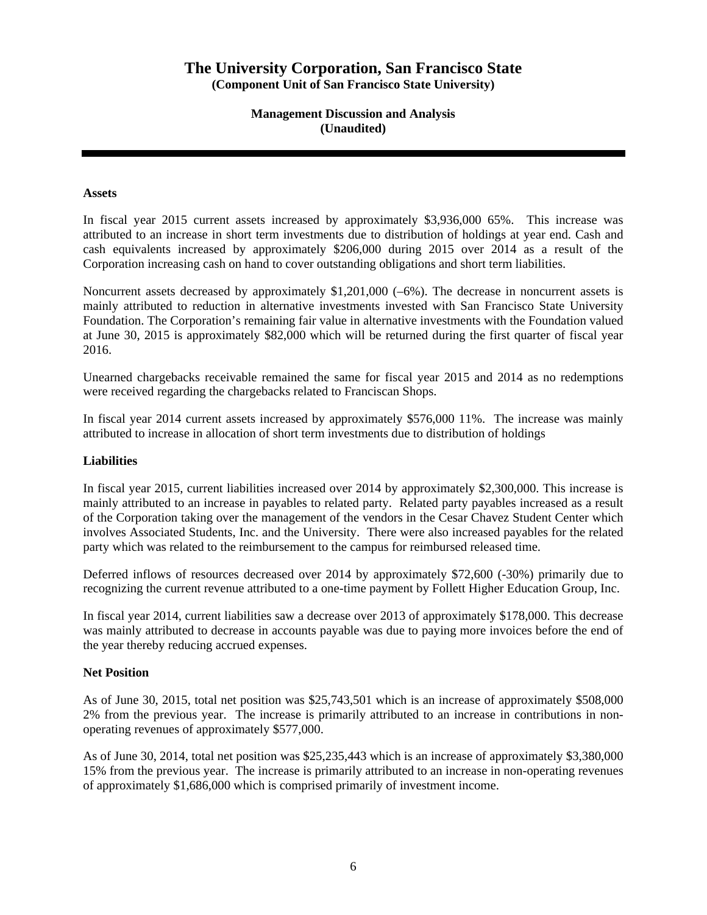# The University Corporation, San Francisco State
**(Component Unit of San Francisco State University)**

**Management Discussion and Analysis**
**(Unaudited)**

---

**Assets**

In fiscal year 2015 current assets increased by approximately $3,936,000 65%. This increase was attributed to an increase in short term investments due to distribution of holdings at year end. Cash and cash equivalents increased by approximately $206,000 during 2015 over 2014 as a result of the Corporation increasing cash on hand to cover outstanding obligations and short term liabilities.

Noncurrent assets decreased by approximately $1,201,000 (–6%). The decrease in noncurrent assets is mainly attributed to reduction in alternative investments invested with San Francisco State University Foundation. The Corporation's remaining fair value in alternative investments with the Foundation valued at June 30, 2015 is approximately $82,000 which will be returned during the first quarter of fiscal year 2016.

Unearned chargebacks receivable remained the same for fiscal year 2015 and 2014 as no redemptions were received regarding the chargebacks related to Franciscan Shops.

In fiscal year 2014 current assets increased by approximately $576,000 11%. The increase was mainly attributed to increase in allocation of short term investments due to distribution of holdings

**Liabilities**

In fiscal year 2015, current liabilities increased over 2014 by approximately $2,300,000. This increase is mainly attributed to an increase in payables to related party. Related party payables increased as a result of the Corporation taking over the management of the vendors in the Cesar Chavez Student Center which involves Associated Students, Inc. and the University. There were also increased payables for the related party which was related to the reimbursement to the campus for reimbursed released time.

Deferred inflows of resources decreased over 2014 by approximately $72,600 (-30%) primarily due to recognizing the current revenue attributed to a one-time payment by Follett Higher Education Group, Inc.

In fiscal year 2014, current liabilities saw a decrease over 2013 of approximately $178,000. This decrease was mainly attributed to decrease in accounts payable was due to paying more invoices before the end of the year thereby reducing accrued expenses.

**Net Position**

As of June 30, 2015, total net position was $25,743,501 which is an increase of approximately $508,000 2% from the previous year. The increase is primarily attributed to an increase in contributions in non-operating revenues of approximately $577,000.

As of June 30, 2014, total net position was $25,235,443 which is an increase of approximately $3,380,000 15% from the previous year. The increase is primarily attributed to an increase in non-operating revenues of approximately $1,686,000 which is comprised primarily of investment income.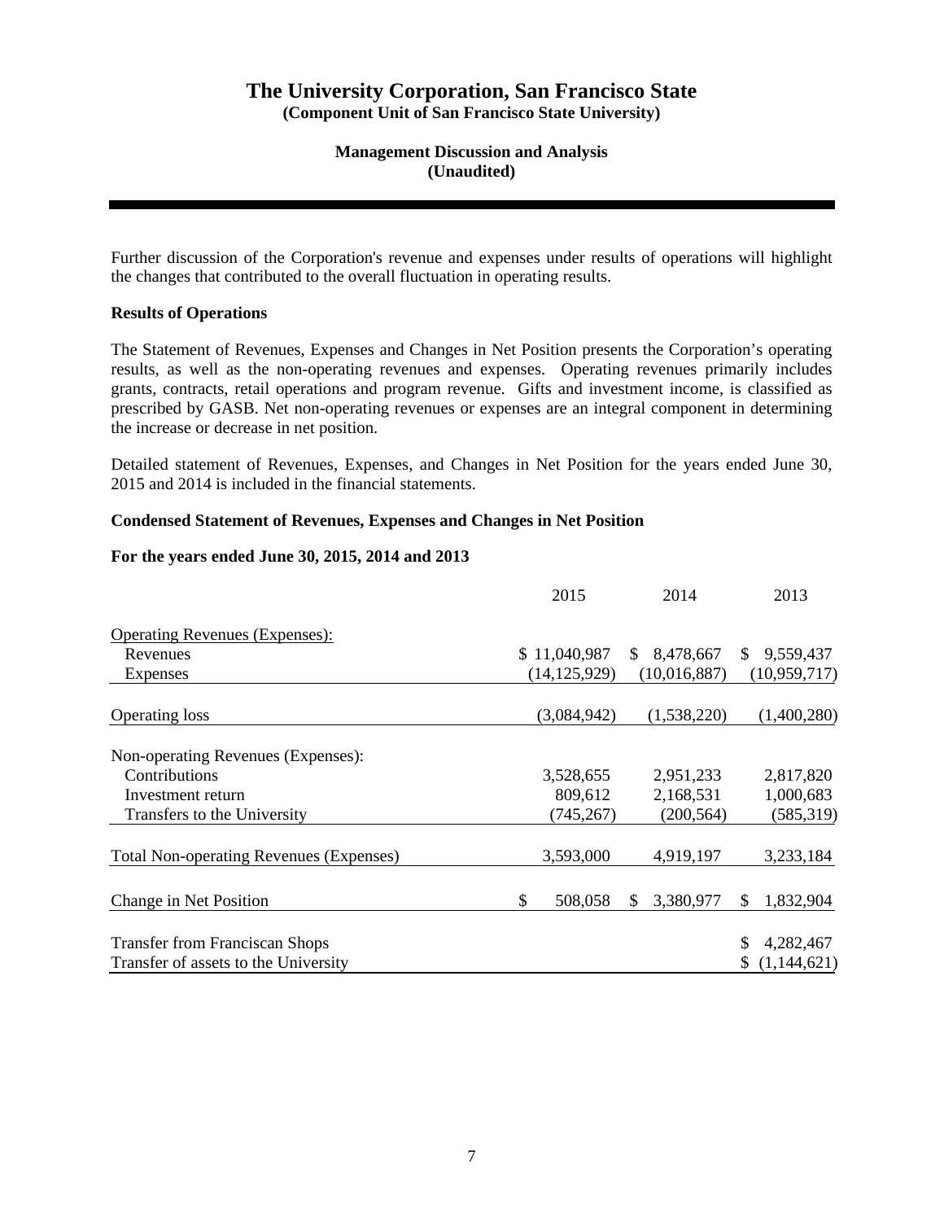# The University Corporation, San Francisco State
**(Component Unit of San Francisco State University)**

**Management Discussion and Analysis**
**(Unaudited)**

Further discussion of the Corporation's revenue and expenses under results of operations will highlight the changes that contributed to the overall fluctuation in operating results.

### Results of Operations

The Statement of Revenues, Expenses and Changes in Net Position presents the Corporation's operating results, as well as the non-operating revenues and expenses. Operating revenues primarily includes grants, contracts, retail operations and program revenue. Gifts and investment income, is classified as prescribed by GASB. Net non-operating revenues or expenses are an integral component in determining the increase or decrease in net position.

Detailed statement of Revenues, Expenses, and Changes in Net Position for the years ended June 30, 2015 and 2014 is included in the financial statements.

### Condensed Statement of Revenues, Expenses and Changes in Net Position

**For the years ended June 30, 2015, 2014 and 2013**

| | 2015 | 2014 | 2013 |
|---|---|---|---|
| Operating Revenues (Expenses): | | | |
| Revenues | $ 11,040,987 | $ 8,478,667 | $ 9,559,437 |
| Expenses | (14,125,929) | (10,016,887) | (10,959,717) |
| Operating loss | (3,084,942) | (1,538,220) | (1,400,280) |
| Non-operating Revenues (Expenses): | | | |
| Contributions | 3,528,655 | 2,951,233 | 2,817,820 |
| Investment return | 809,612 | 2,168,531 | 1,000,683 |
| Transfers to the University | (745,267) | (200,564) | (585,319) |
| Total Non-operating Revenues (Expenses) | 3,593,000 | 4,919,197 | 3,233,184 |
| Change in Net Position | $ 508,058 | $ 3,380,977 | $ 1,832,904 |
| Transfer from Franciscan Shops | | | $ 4,282,467 |
| Transfer of assets to the University | | | $ (1,144,621) |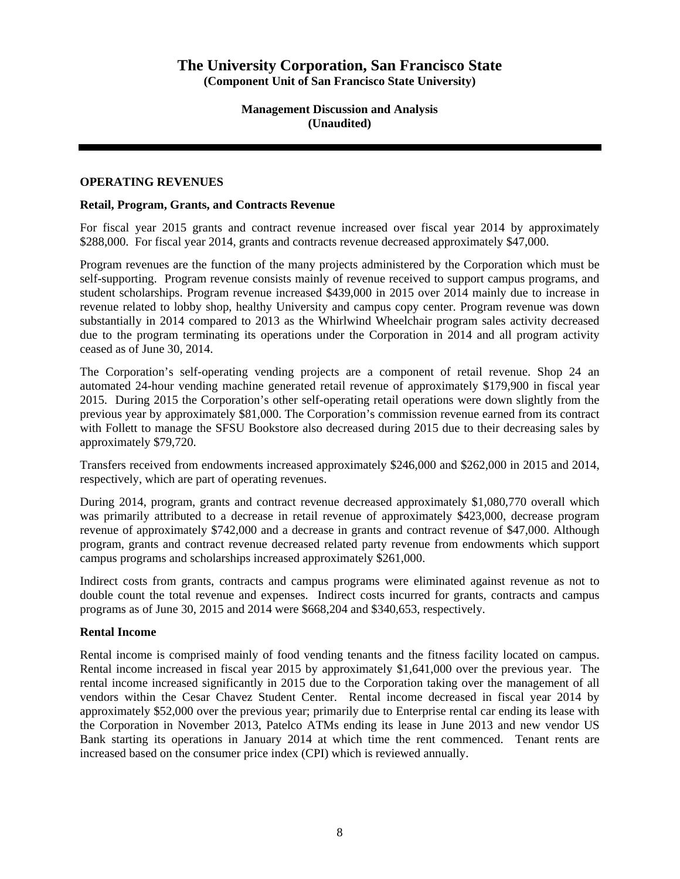# The University Corporation, San Francisco State
**(Component Unit of San Francisco State University)**

**Management Discussion and Analysis**
**(Unaudited)**

## OPERATING REVENUES

### Retail, Program, Grants, and Contracts Revenue

For fiscal year 2015 grants and contract revenue increased over fiscal year 2014 by approximately \$288,000. For fiscal year 2014, grants and contracts revenue decreased approximately \$47,000.

Program revenues are the function of the many projects administered by the Corporation which must be self-supporting. Program revenue consists mainly of revenue received to support campus programs, and student scholarships. Program revenue increased \$439,000 in 2015 over 2014 mainly due to increase in revenue related to lobby shop, healthy University and campus copy center. Program revenue was down substantially in 2014 compared to 2013 as the Whirlwind Wheelchair program sales activity decreased due to the program terminating its operations under the Corporation in 2014 and all program activity ceased as of June 30, 2014.

The Corporation's self-operating vending projects are a component of retail revenue. Shop 24 an automated 24-hour vending machine generated retail revenue of approximately \$179,900 in fiscal year 2015. During 2015 the Corporation's other self-operating retail operations were down slightly from the previous year by approximately \$81,000. The Corporation's commission revenue earned from its contract with Follett to manage the SFSU Bookstore also decreased during 2015 due to their decreasing sales by approximately \$79,720.

Transfers received from endowments increased approximately \$246,000 and \$262,000 in 2015 and 2014, respectively, which are part of operating revenues.

During 2014, program, grants and contract revenue decreased approximately \$1,080,770 overall which was primarily attributed to a decrease in retail revenue of approximately \$423,000, decrease program revenue of approximately \$742,000 and a decrease in grants and contract revenue of \$47,000. Although program, grants and contract revenue decreased related party revenue from endowments which support campus programs and scholarships increased approximately \$261,000.

Indirect costs from grants, contracts and campus programs were eliminated against revenue as not to double count the total revenue and expenses. Indirect costs incurred for grants, contracts and campus programs as of June 30, 2015 and 2014 were \$668,204 and \$340,653, respectively.

### Rental Income

Rental income is comprised mainly of food vending tenants and the fitness facility located on campus. Rental income increased in fiscal year 2015 by approximately \$1,641,000 over the previous year. The rental income increased significantly in 2015 due to the Corporation taking over the management of all vendors within the Cesar Chavez Student Center. Rental income decreased in fiscal year 2014 by approximately \$52,000 over the previous year; primarily due to Enterprise rental car ending its lease with the Corporation in November 2013, Patelco ATMs ending its lease in June 2013 and new vendor US Bank starting its operations in January 2014 at which time the rent commenced. Tenant rents are increased based on the consumer price index (CPI) which is reviewed annually.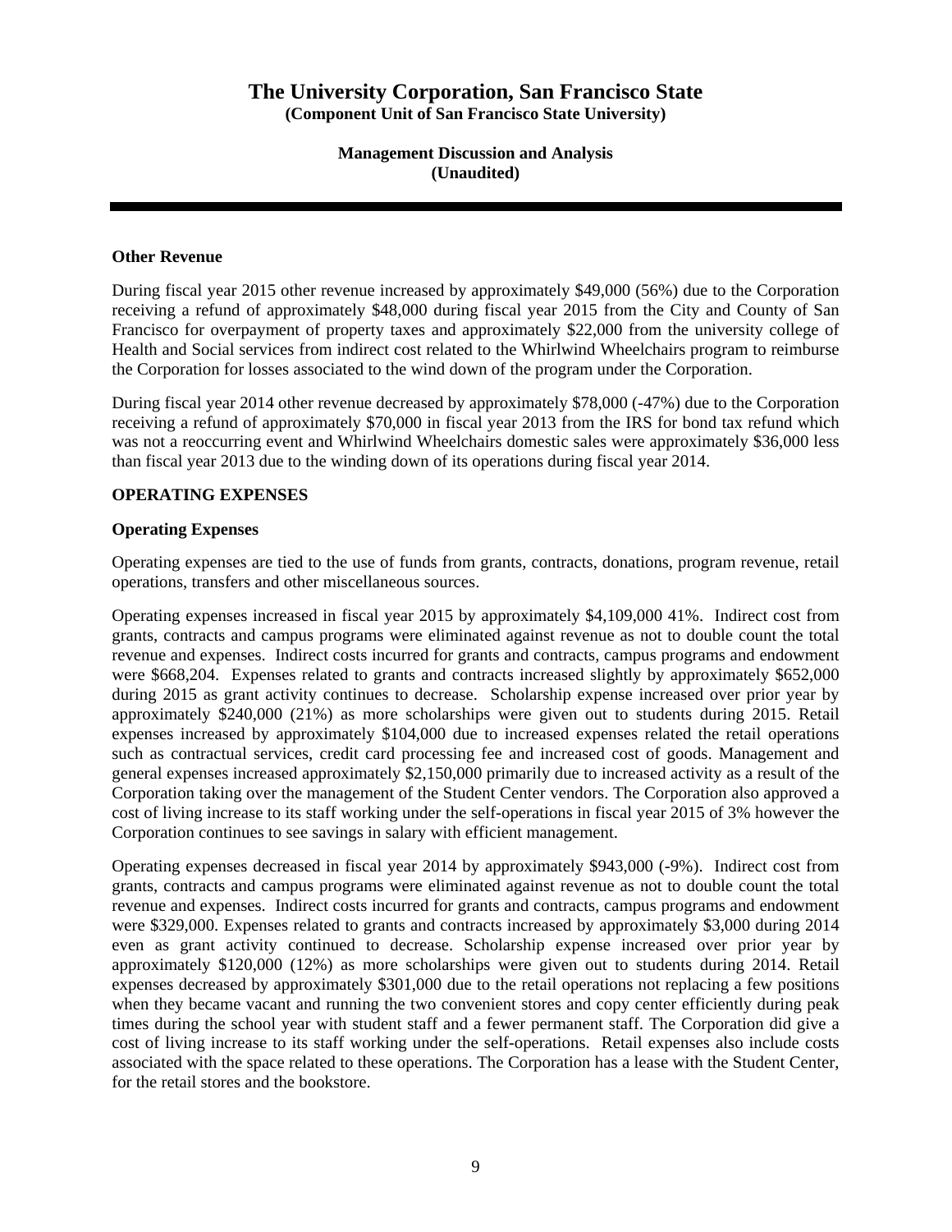### Other Revenue

During fiscal year 2015 other revenue increased by approximately $49,000 (56%) due to the Corporation receiving a refund of approximately $48,000 during fiscal year 2015 from the City and County of San Francisco for overpayment of property taxes and approximately $22,000 from the university college of Health and Social services from indirect cost related to the Whirlwind Wheelchairs program to reimburse the Corporation for losses associated to the wind down of the program under the Corporation.

During fiscal year 2014 other revenue decreased by approximately $78,000 (-47%) due to the Corporation receiving a refund of approximately $70,000 in fiscal year 2013 from the IRS for bond tax refund which was not a reoccurring event and Whirlwind Wheelchairs domestic sales were approximately $36,000 less than fiscal year 2013 due to the winding down of its operations during fiscal year 2014.

## OPERATING EXPENSES

### Operating Expenses

Operating expenses are tied to the use of funds from grants, contracts, donations, program revenue, retail operations, transfers and other miscellaneous sources.

Operating expenses increased in fiscal year 2015 by approximately $4,109,000 41%. Indirect cost from grants, contracts and campus programs were eliminated against revenue as not to double count the total revenue and expenses. Indirect costs incurred for grants and contracts, campus programs and endowment were $668,204. Expenses related to grants and contracts increased slightly by approximately $652,000 during 2015 as grant activity continues to decrease. Scholarship expense increased over prior year by approximately $240,000 (21%) as more scholarships were given out to students during 2015. Retail expenses increased by approximately $104,000 due to increased expenses related the retail operations such as contractual services, credit card processing fee and increased cost of goods. Management and general expenses increased approximately $2,150,000 primarily due to increased activity as a result of the Corporation taking over the management of the Student Center vendors. The Corporation also approved a cost of living increase to its staff working under the self-operations in fiscal year 2015 of 3% however the Corporation continues to see savings in salary with efficient management.

Operating expenses decreased in fiscal year 2014 by approximately $943,000 (-9%). Indirect cost from grants, contracts and campus programs were eliminated against revenue as not to double count the total revenue and expenses. Indirect costs incurred for grants and contracts, campus programs and endowment were $329,000. Expenses related to grants and contracts increased by approximately $3,000 during 2014 even as grant activity continued to decrease. Scholarship expense increased over prior year by approximately $120,000 (12%) as more scholarships were given out to students during 2014. Retail expenses decreased by approximately $301,000 due to the retail operations not replacing a few positions when they became vacant and running the two convenient stores and copy center efficiently during peak times during the school year with student staff and a fewer permanent staff. The Corporation did give a cost of living increase to its staff working under the self-operations. Retail expenses also include costs associated with the space related to these operations. The Corporation has a lease with the Student Center, for the retail stores and the bookstore.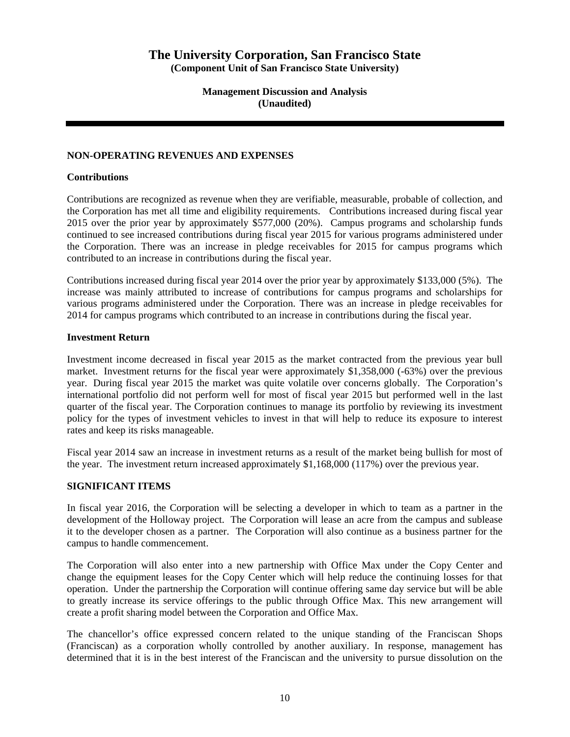## NON-OPERATING REVENUES AND EXPENSES

### Contributions

Contributions are recognized as revenue when they are verifiable, measurable, probable of collection, and the Corporation has met all time and eligibility requirements. Contributions increased during fiscal year 2015 over the prior year by approximately $577,000 (20%). Campus programs and scholarship funds continued to see increased contributions during fiscal year 2015 for various programs administered under the Corporation. There was an increase in pledge receivables for 2015 for campus programs which contributed to an increase in contributions during the fiscal year.

Contributions increased during fiscal year 2014 over the prior year by approximately $133,000 (5%). The increase was mainly attributed to increase of contributions for campus programs and scholarships for various programs administered under the Corporation. There was an increase in pledge receivables for 2014 for campus programs which contributed to an increase in contributions during the fiscal year.

### Investment Return

Investment income decreased in fiscal year 2015 as the market contracted from the previous year bull market. Investment returns for the fiscal year were approximately $1,358,000 (-63%) over the previous year. During fiscal year 2015 the market was quite volatile over concerns globally. The Corporation's international portfolio did not perform well for most of fiscal year 2015 but performed well in the last quarter of the fiscal year. The Corporation continues to manage its portfolio by reviewing its investment policy for the types of investment vehicles to invest in that will help to reduce its exposure to interest rates and keep its risks manageable.

Fiscal year 2014 saw an increase in investment returns as a result of the market being bullish for most of the year. The investment return increased approximately $1,168,000 (117%) over the previous year.

## SIGNIFICANT ITEMS

In fiscal year 2016, the Corporation will be selecting a developer in which to team as a partner in the development of the Holloway project. The Corporation will lease an acre from the campus and sublease it to the developer chosen as a partner. The Corporation will also continue as a business partner for the campus to handle commencement.

The Corporation will also enter into a new partnership with Office Max under the Copy Center and change the equipment leases for the Copy Center which will help reduce the continuing losses for that operation. Under the partnership the Corporation will continue offering same day service but will be able to greatly increase its service offerings to the public through Office Max. This new arrangement will create a profit sharing model between the Corporation and Office Max.

The chancellor's office expressed concern related to the unique standing of the Franciscan Shops (Franciscan) as a corporation wholly controlled by another auxiliary. In response, management has determined that it is in the best interest of the Franciscan and the university to pursue dissolution on the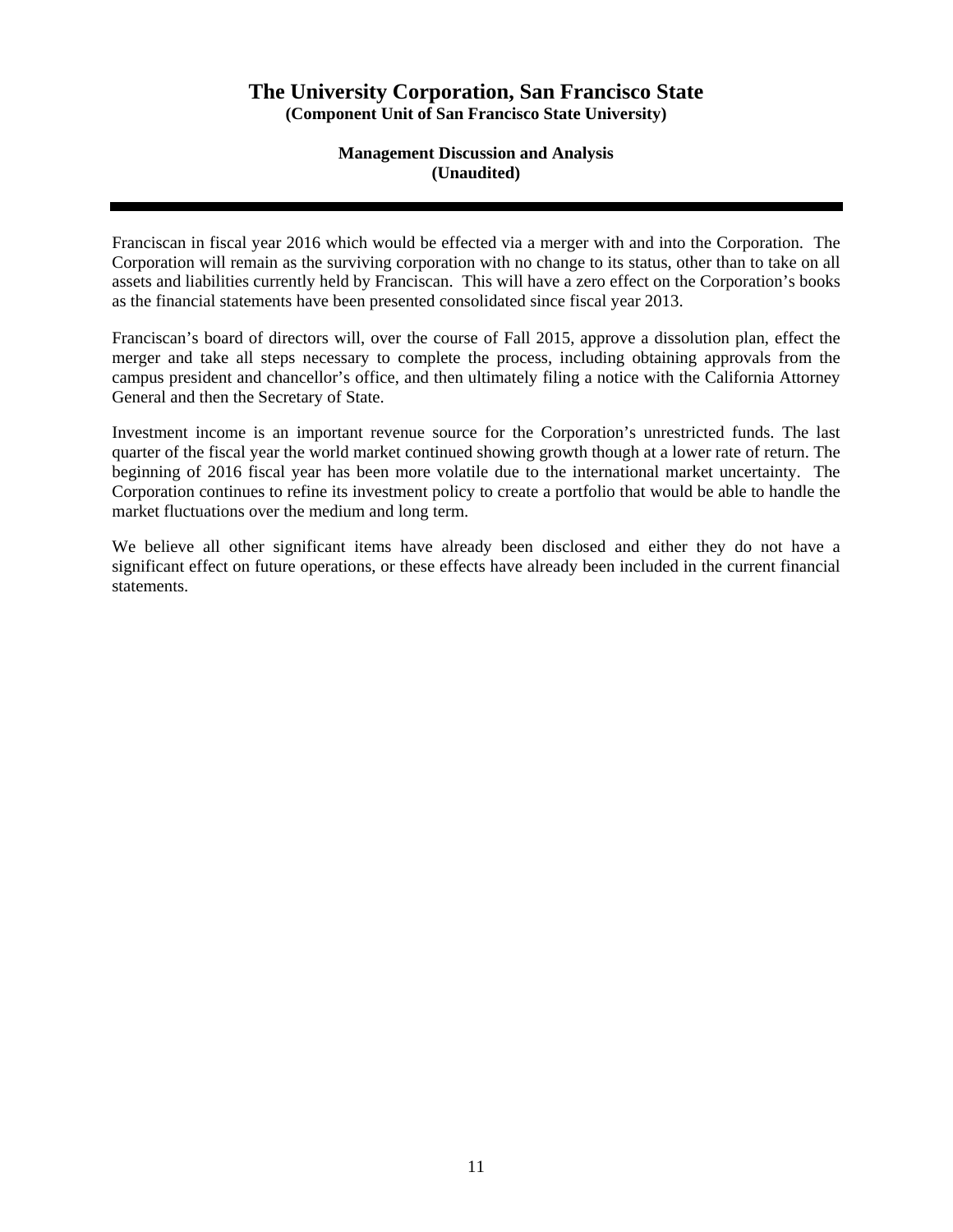Franciscan in fiscal year 2016 which would be effected via a merger with and into the Corporation. The Corporation will remain as the surviving corporation with no change to its status, other than to take on all assets and liabilities currently held by Franciscan. This will have a zero effect on the Corporation's books as the financial statements have been presented consolidated since fiscal year 2013.

Franciscan's board of directors will, over the course of Fall 2015, approve a dissolution plan, effect the merger and take all steps necessary to complete the process, including obtaining approvals from the campus president and chancellor's office, and then ultimately filing a notice with the California Attorney General and then the Secretary of State.

Investment income is an important revenue source for the Corporation's unrestricted funds. The last quarter of the fiscal year the world market continued showing growth though at a lower rate of return. The beginning of 2016 fiscal year has been more volatile due to the international market uncertainty. The Corporation continues to refine its investment policy to create a portfolio that would be able to handle the market fluctuations over the medium and long term.

We believe all other significant items have already been disclosed and either they do not have a significant effect on future operations, or these effects have already been included in the current financial statements.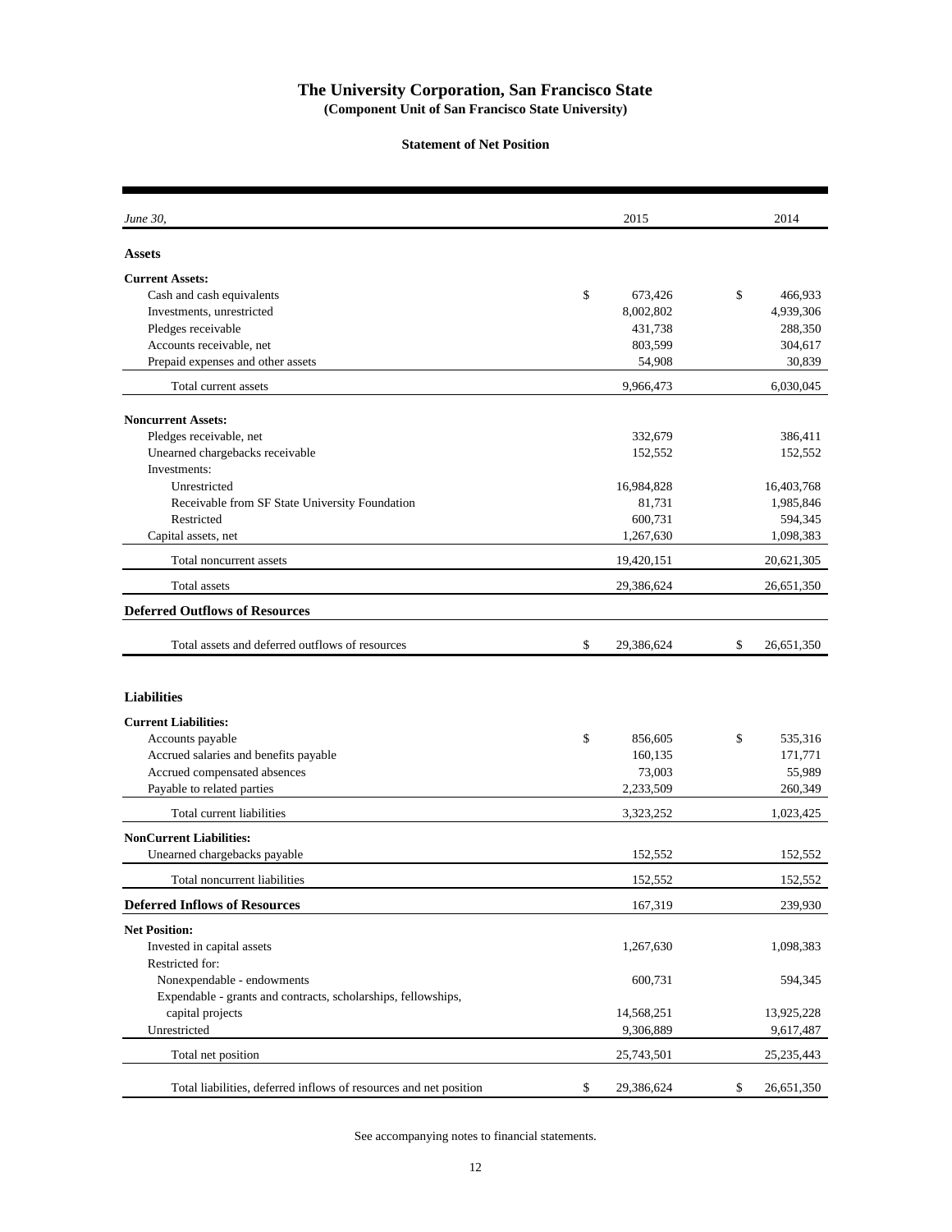# The University Corporation, San Francisco State

**(Component Unit of San Francisco State University)**

**Statement of Net Position**

| *June 30,* | 2015 | 2014 |
|---|---|---|
| **Assets** | | |
| **Current Assets:** | | |
| Cash and cash equivalents | $ 673,426 | $ 466,933 |
| Investments, unrestricted | 8,002,802 | 4,939,306 |
| Pledges receivable | 431,738 | 288,350 |
| Accounts receivable, net | 803,599 | 304,617 |
| Prepaid expenses and other assets | 54,908 | 30,839 |
| Total current assets | 9,966,473 | 6,030,045 |
| **Noncurrent Assets:** | | |
| Pledges receivable, net | 332,679 | 386,411 |
| Unearned chargebacks receivable | 152,552 | 152,552 |
| Investments: | | |
| Unrestricted | 16,984,828 | 16,403,768 |
| Receivable from SF State University Foundation | 81,731 | 1,985,846 |
| Restricted | 600,731 | 594,345 |
| Capital assets, net | 1,267,630 | 1,098,383 |
| Total noncurrent assets | 19,420,151 | 20,621,305 |
| Total assets | 29,386,624 | 26,651,350 |
| **Deferred Outflows of Resources** | | |
| Total assets and deferred outflows of resources | $ 29,386,624 | $ 26,651,350 |
| **Liabilities** | | |
| **Current Liabilities:** | | |
| Accounts payable | $ 856,605 | $ 535,316 |
| Accrued salaries and benefits payable | 160,135 | 171,771 |
| Accrued compensated absences | 73,003 | 55,989 |
| Payable to related parties | 2,233,509 | 260,349 |
| Total current liabilities | 3,323,252 | 1,023,425 |
| **NonCurrent Liabilities:** | | |
| Unearned chargebacks payable | 152,552 | 152,552 |
| Total noncurrent liabilities | 152,552 | 152,552 |
| **Deferred Inflows of Resources** | 167,319 | 239,930 |
| **Net Position:** | | |
| Invested in capital assets | 1,267,630 | 1,098,383 |
| Restricted for: | | |
| Nonexpendable - endowments | 600,731 | 594,345 |
| Expendable - grants and contracts, scholarships, fellowships, capital projects | 14,568,251 | 13,925,228 |
| Unrestricted | 9,306,889 | 9,617,487 |
| Total net position | 25,743,501 | 25,235,443 |
| Total liabilities, deferred inflows of resources and net position | $ 29,386,624 | $ 26,651,350 |

See accompanying notes to financial statements.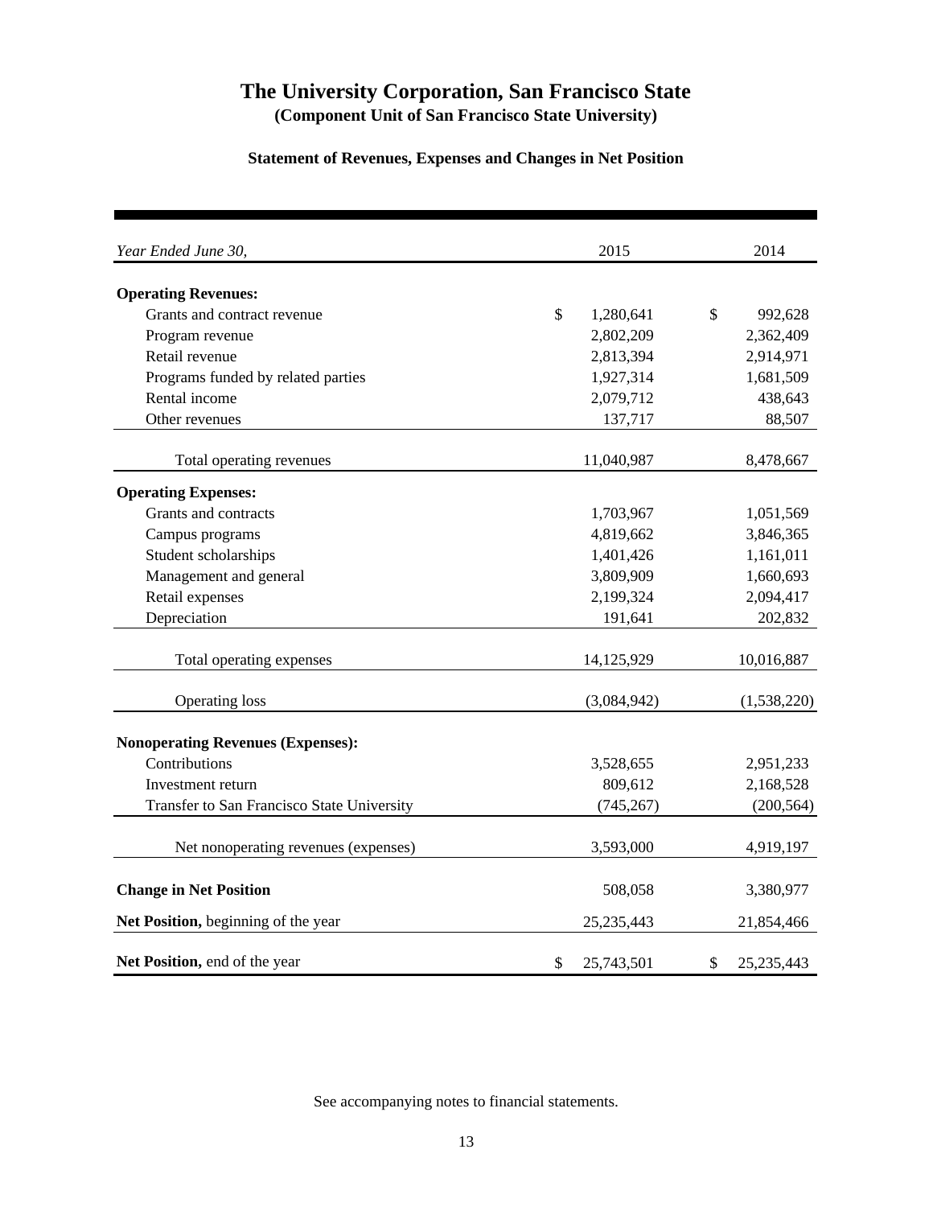# The University Corporation, San Francisco State

**(Component Unit of San Francisco State University)**

### Statement of Revenues, Expenses and Changes in Net Position

| *Year Ended June 30,* | 2015 | 2014 |
|---|---|---|
| **Operating Revenues:** | | |
| Grants and contract revenue | $ 1,280,641 | $ 992,628 |
| Program revenue | 2,802,209 | 2,362,409 |
| Retail revenue | 2,813,394 | 2,914,971 |
| Programs funded by related parties | 1,927,314 | 1,681,509 |
| Rental income | 2,079,712 | 438,643 |
| Other revenues | 137,717 | 88,507 |
| Total operating revenues | 11,040,987 | 8,478,667 |
| **Operating Expenses:** | | |
| Grants and contracts | 1,703,967 | 1,051,569 |
| Campus programs | 4,819,662 | 3,846,365 |
| Student scholarships | 1,401,426 | 1,161,011 |
| Management and general | 3,809,909 | 1,660,693 |
| Retail expenses | 2,199,324 | 2,094,417 |
| Depreciation | 191,641 | 202,832 |
| Total operating expenses | 14,125,929 | 10,016,887 |
| Operating loss | (3,084,942) | (1,538,220) |
| **Nonoperating Revenues (Expenses):** | | |
| Contributions | 3,528,655 | 2,951,233 |
| Investment return | 809,612 | 2,168,528 |
| Transfer to San Francisco State University | (745,267) | (200,564) |
| Net nonoperating revenues (expenses) | 3,593,000 | 4,919,197 |
| **Change in Net Position** | 508,058 | 3,380,977 |
| **Net Position,** beginning of the year | 25,235,443 | 21,854,466 |
| **Net Position,** end of the year | $ 25,743,501 | $ 25,235,443 |

See accompanying notes to financial statements.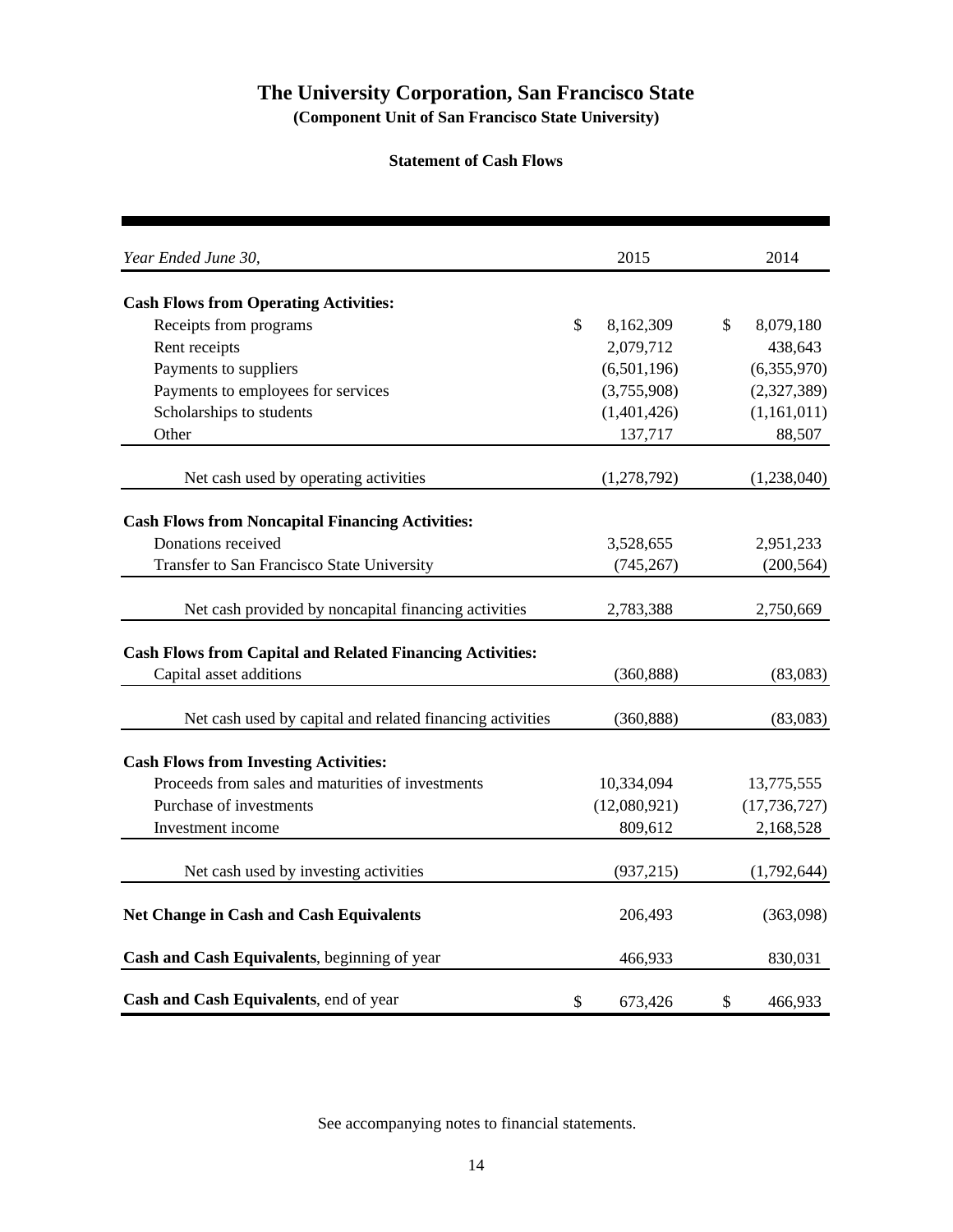# The University Corporation, San Francisco State

**(Component Unit of San Francisco State University)**

**Statement of Cash Flows**

| *Year Ended June 30,* | 2015 | 2014 |
|---|---|---|
| **Cash Flows from Operating Activities:** | | |
| Receipts from programs | $ 8,162,309 | $ 8,079,180 |
| Rent receipts | 2,079,712 | 438,643 |
| Payments to suppliers | (6,501,196) | (6,355,970) |
| Payments to employees for services | (3,755,908) | (2,327,389) |
| Scholarships to students | (1,401,426) | (1,161,011) |
| Other | 137,717 | 88,507 |
| Net cash used by operating activities | (1,278,792) | (1,238,040) |
| **Cash Flows from Noncapital Financing Activities:** | | |
| Donations received | 3,528,655 | 2,951,233 |
| Transfer to San Francisco State University | (745,267) | (200,564) |
| Net cash provided by noncapital financing activities | 2,783,388 | 2,750,669 |
| **Cash Flows from Capital and Related Financing Activities:** | | |
| Capital asset additions | (360,888) | (83,083) |
| Net cash used by capital and related financing activities | (360,888) | (83,083) |
| **Cash Flows from Investing Activities:** | | |
| Proceeds from sales and maturities of investments | 10,334,094 | 13,775,555 |
| Purchase of investments | (12,080,921) | (17,736,727) |
| Investment income | 809,612 | 2,168,528 |
| Net cash used by investing activities | (937,215) | (1,792,644) |
| **Net Change in Cash and Cash Equivalents** | 206,493 | (363,098) |
| **Cash and Cash Equivalents**, beginning of year | 466,933 | 830,031 |
| **Cash and Cash Equivalents**, end of year | $ 673,426 | $ 466,933 |

See accompanying notes to financial statements.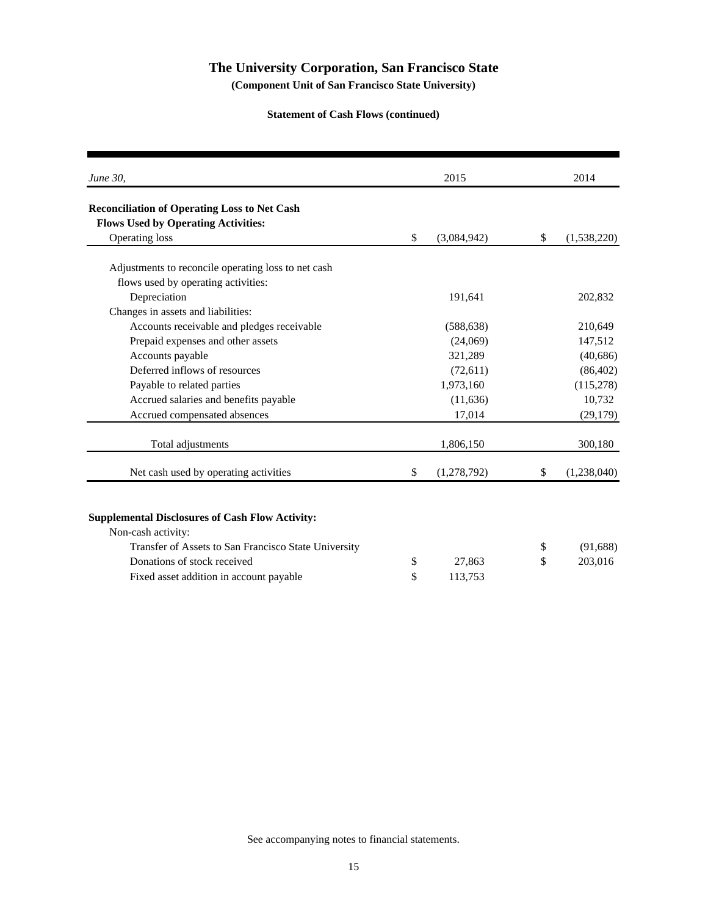# The University Corporation, San Francisco State

**(Component Unit of San Francisco State University)**

**Statement of Cash Flows (continued)**

| *June 30,* | 2015 | 2014 |
|---|---|---|
| **Reconciliation of Operating Loss to Net Cash Flows Used by Operating Activities:** | | |
| Operating loss | $ (3,084,942) | $ (1,538,220) |
| Adjustments to reconcile operating loss to net cash flows used by operating activities: | | |
| Depreciation | 191,641 | 202,832 |
| Changes in assets and liabilities: | | |
| Accounts receivable and pledges receivable | (588,638) | 210,649 |
| Prepaid expenses and other assets | (24,069) | 147,512 |
| Accounts payable | 321,289 | (40,686) |
| Deferred inflows of resources | (72,611) | (86,402) |
| Payable to related parties | 1,973,160 | (115,278) |
| Accrued salaries and benefits payable | (11,636) | 10,732 |
| Accrued compensated absences | 17,014 | (29,179) |
| Total adjustments | 1,806,150 | 300,180 |
| Net cash used by operating activities | $ (1,278,792) | $ (1,238,040) |
| **Supplemental Disclosures of Cash Flow Activity:** | | |
| Non-cash activity: | | |
| Transfer of Assets to San Francisco State University | | $ (91,688) |
| Donations of stock received | $ 27,863 | $ 203,016 |
| Fixed asset addition in account payable | $ 113,753 | |

See accompanying notes to financial statements.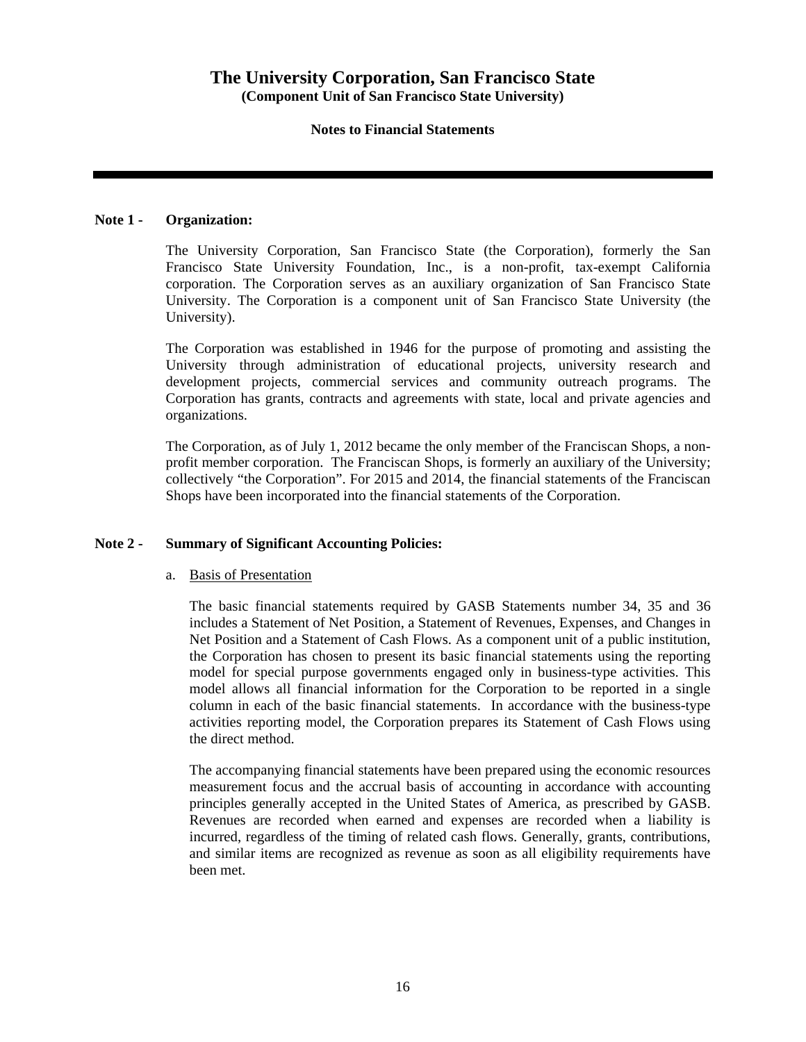# The University Corporation, San Francisco State
**(Component Unit of San Francisco State University)**

**Notes to Financial Statements**

---

**Note 1 - Organization:**

The University Corporation, San Francisco State (the Corporation), formerly the San Francisco State University Foundation, Inc., is a non-profit, tax-exempt California corporation. The Corporation serves as an auxiliary organization of San Francisco State University. The Corporation is a component unit of San Francisco State University (the University).

The Corporation was established in 1946 for the purpose of promoting and assisting the University through administration of educational projects, university research and development projects, commercial services and community outreach programs. The Corporation has grants, contracts and agreements with state, local and private agencies and organizations.

The Corporation, as of July 1, 2012 became the only member of the Franciscan Shops, a non-profit member corporation. The Franciscan Shops, is formerly an auxiliary of the University; collectively "the Corporation". For 2015 and 2014, the financial statements of the Franciscan Shops have been incorporated into the financial statements of the Corporation.

**Note 2 - Summary of Significant Accounting Policies:**

a. Basis of Presentation

The basic financial statements required by GASB Statements number 34, 35 and 36 includes a Statement of Net Position, a Statement of Revenues, Expenses, and Changes in Net Position and a Statement of Cash Flows. As a component unit of a public institution, the Corporation has chosen to present its basic financial statements using the reporting model for special purpose governments engaged only in business-type activities. This model allows all financial information for the Corporation to be reported in a single column in each of the basic financial statements. In accordance with the business-type activities reporting model, the Corporation prepares its Statement of Cash Flows using the direct method.

The accompanying financial statements have been prepared using the economic resources measurement focus and the accrual basis of accounting in accordance with accounting principles generally accepted in the United States of America, as prescribed by GASB. Revenues are recorded when earned and expenses are recorded when a liability is incurred, regardless of the timing of related cash flows. Generally, grants, contributions, and similar items are recognized as revenue as soon as all eligibility requirements have been met.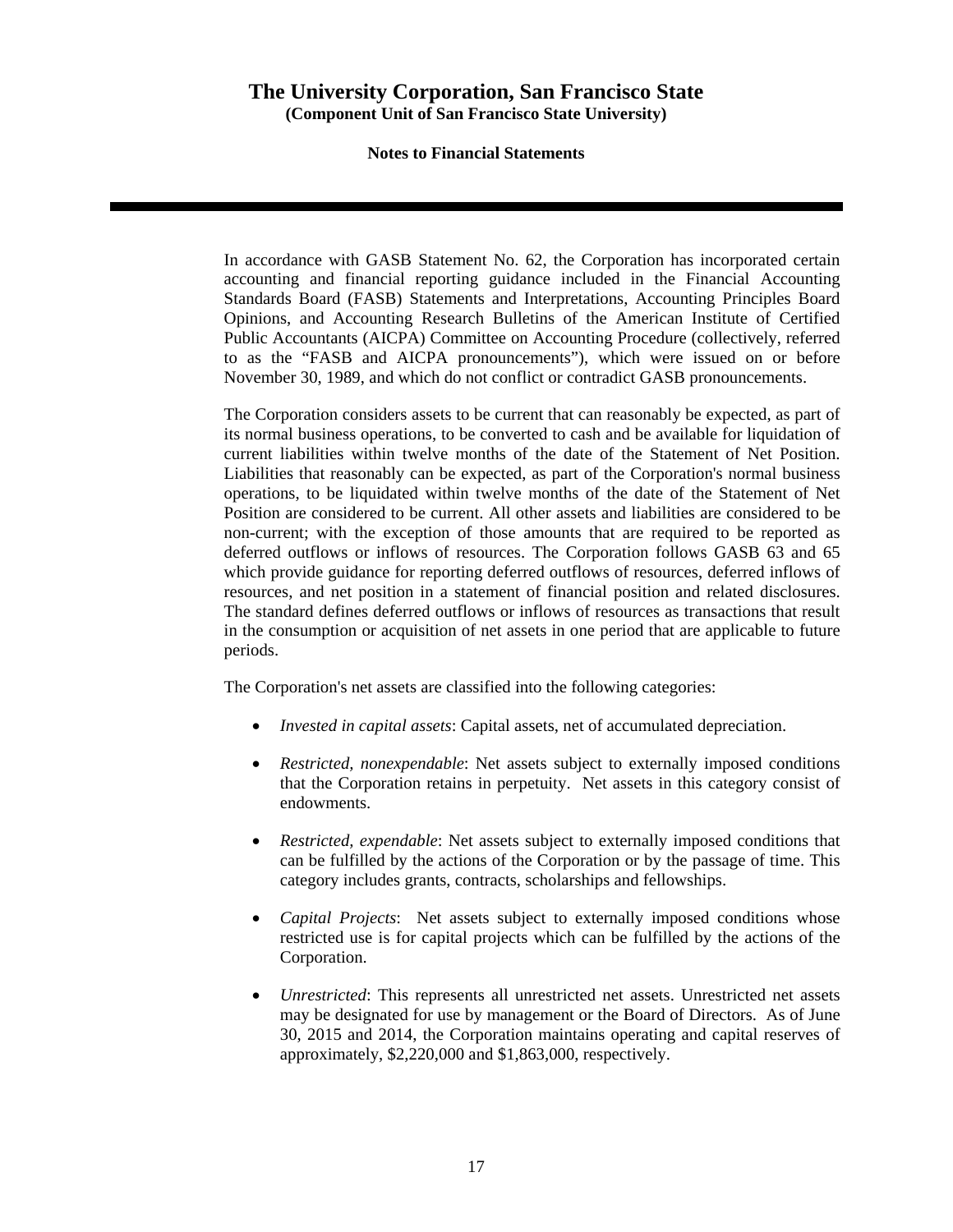In accordance with GASB Statement No. 62, the Corporation has incorporated certain accounting and financial reporting guidance included in the Financial Accounting Standards Board (FASB) Statements and Interpretations, Accounting Principles Board Opinions, and Accounting Research Bulletins of the American Institute of Certified Public Accountants (AICPA) Committee on Accounting Procedure (collectively, referred to as the "FASB and AICPA pronouncements"), which were issued on or before November 30, 1989, and which do not conflict or contradict GASB pronouncements.

The Corporation considers assets to be current that can reasonably be expected, as part of its normal business operations, to be converted to cash and be available for liquidation of current liabilities within twelve months of the date of the Statement of Net Position. Liabilities that reasonably can be expected, as part of the Corporation's normal business operations, to be liquidated within twelve months of the date of the Statement of Net Position are considered to be current. All other assets and liabilities are considered to be non-current; with the exception of those amounts that are required to be reported as deferred outflows or inflows of resources. The Corporation follows GASB 63 and 65 which provide guidance for reporting deferred outflows of resources, deferred inflows of resources, and net position in a statement of financial position and related disclosures. The standard defines deferred outflows or inflows of resources as transactions that result in the consumption or acquisition of net assets in one period that are applicable to future periods.

The Corporation's net assets are classified into the following categories:

- *Invested in capital assets*: Capital assets, net of accumulated depreciation.
- *Restricted, nonexpendable*: Net assets subject to externally imposed conditions that the Corporation retains in perpetuity. Net assets in this category consist of endowments.
- *Restricted, expendable*: Net assets subject to externally imposed conditions that can be fulfilled by the actions of the Corporation or by the passage of time. This category includes grants, contracts, scholarships and fellowships.
- *Capital Projects*: Net assets subject to externally imposed conditions whose restricted use is for capital projects which can be fulfilled by the actions of the Corporation.
- *Unrestricted*: This represents all unrestricted net assets. Unrestricted net assets may be designated for use by management or the Board of Directors. As of June 30, 2015 and 2014, the Corporation maintains operating and capital reserves of approximately, $2,220,000 and $1,863,000, respectively.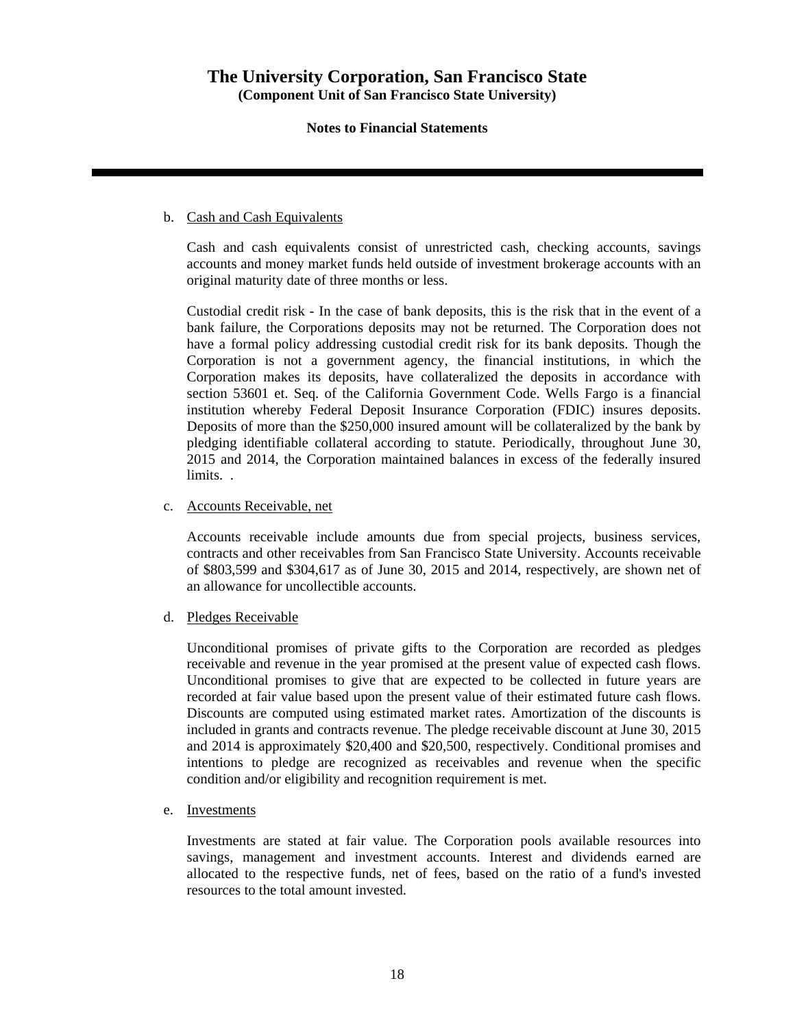b. Cash and Cash Equivalents

Cash and cash equivalents consist of unrestricted cash, checking accounts, savings accounts and money market funds held outside of investment brokerage accounts with an original maturity date of three months or less.

Custodial credit risk - In the case of bank deposits, this is the risk that in the event of a bank failure, the Corporations deposits may not be returned. The Corporation does not have a formal policy addressing custodial credit risk for its bank deposits. Though the Corporation is not a government agency, the financial institutions, in which the Corporation makes its deposits, have collateralized the deposits in accordance with section 53601 et. Seq. of the California Government Code. Wells Fargo is a financial institution whereby Federal Deposit Insurance Corporation (FDIC) insures deposits. Deposits of more than the $250,000 insured amount will be collateralized by the bank by pledging identifiable collateral according to statute. Periodically, throughout June 30, 2015 and 2014, the Corporation maintained balances in excess of the federally insured limits. .

c. Accounts Receivable, net

Accounts receivable include amounts due from special projects, business services, contracts and other receivables from San Francisco State University. Accounts receivable of $803,599 and $304,617 as of June 30, 2015 and 2014, respectively, are shown net of an allowance for uncollectible accounts.

d. Pledges Receivable

Unconditional promises of private gifts to the Corporation are recorded as pledges receivable and revenue in the year promised at the present value of expected cash flows. Unconditional promises to give that are expected to be collected in future years are recorded at fair value based upon the present value of their estimated future cash flows. Discounts are computed using estimated market rates. Amortization of the discounts is included in grants and contracts revenue. The pledge receivable discount at June 30, 2015 and 2014 is approximately $20,400 and $20,500, respectively. Conditional promises and intentions to pledge are recognized as receivables and revenue when the specific condition and/or eligibility and recognition requirement is met.

e. Investments

Investments are stated at fair value. The Corporation pools available resources into savings, management and investment accounts. Interest and dividends earned are allocated to the respective funds, net of fees, based on the ratio of a fund's invested resources to the total amount invested.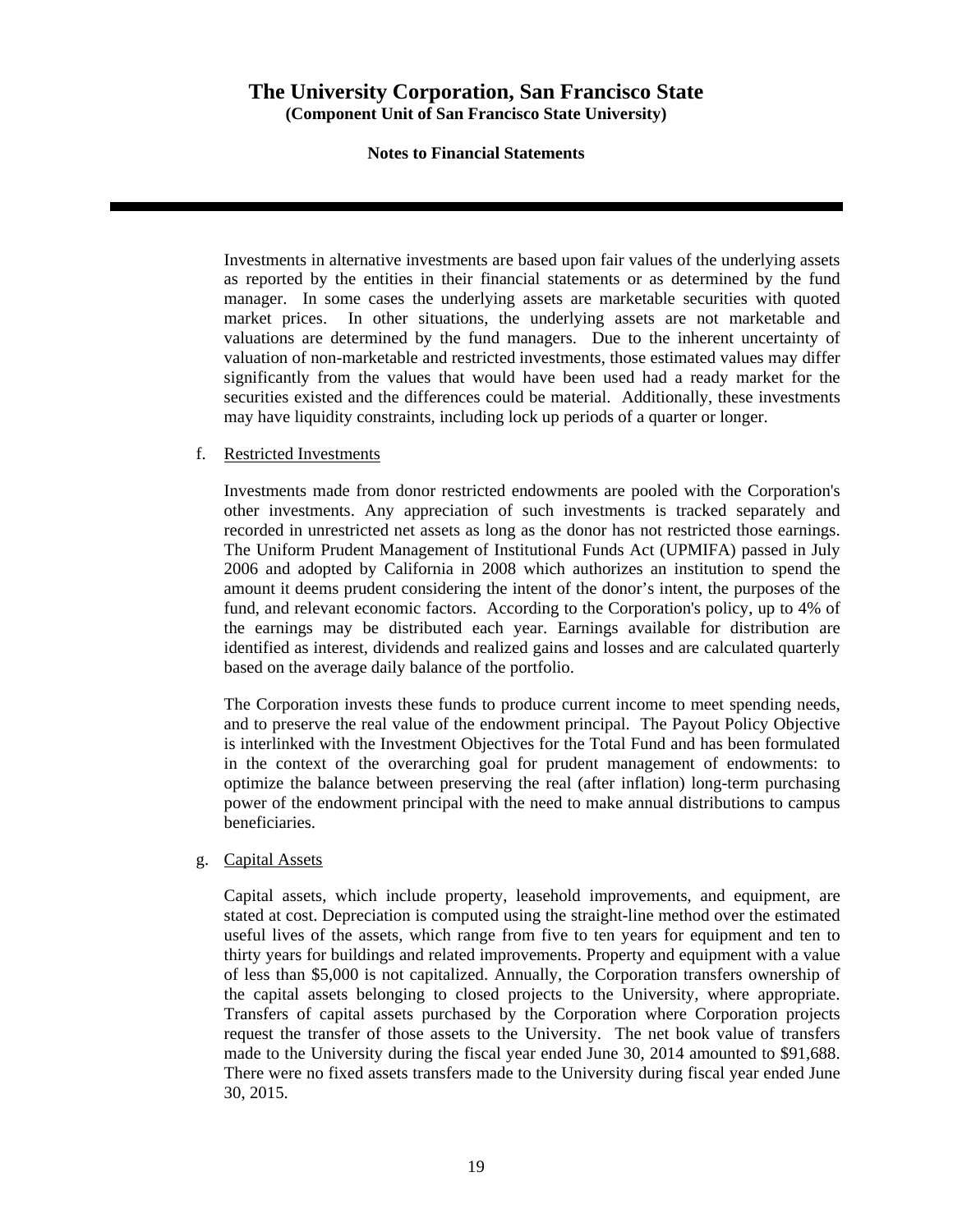Investments in alternative investments are based upon fair values of the underlying assets as reported by the entities in their financial statements or as determined by the fund manager. In some cases the underlying assets are marketable securities with quoted market prices. In other situations, the underlying assets are not marketable and valuations are determined by the fund managers. Due to the inherent uncertainty of valuation of non-marketable and restricted investments, those estimated values may differ significantly from the values that would have been used had a ready market for the securities existed and the differences could be material. Additionally, these investments may have liquidity constraints, including lock up periods of a quarter or longer.

f. Restricted Investments

Investments made from donor restricted endowments are pooled with the Corporation's other investments. Any appreciation of such investments is tracked separately and recorded in unrestricted net assets as long as the donor has not restricted those earnings. The Uniform Prudent Management of Institutional Funds Act (UPMIFA) passed in July 2006 and adopted by California in 2008 which authorizes an institution to spend the amount it deems prudent considering the intent of the donor's intent, the purposes of the fund, and relevant economic factors. According to the Corporation's policy, up to 4% of the earnings may be distributed each year. Earnings available for distribution are identified as interest, dividends and realized gains and losses and are calculated quarterly based on the average daily balance of the portfolio.

The Corporation invests these funds to produce current income to meet spending needs, and to preserve the real value of the endowment principal. The Payout Policy Objective is interlinked with the Investment Objectives for the Total Fund and has been formulated in the context of the overarching goal for prudent management of endowments: to optimize the balance between preserving the real (after inflation) long-term purchasing power of the endowment principal with the need to make annual distributions to campus beneficiaries.

g. Capital Assets

Capital assets, which include property, leasehold improvements, and equipment, are stated at cost. Depreciation is computed using the straight-line method over the estimated useful lives of the assets, which range from five to ten years for equipment and ten to thirty years for buildings and related improvements. Property and equipment with a value of less than $5,000 is not capitalized. Annually, the Corporation transfers ownership of the capital assets belonging to closed projects to the University, where appropriate. Transfers of capital assets purchased by the Corporation where Corporation projects request the transfer of those assets to the University. The net book value of transfers made to the University during the fiscal year ended June 30, 2014 amounted to $91,688. There were no fixed assets transfers made to the University during fiscal year ended June 30, 2015.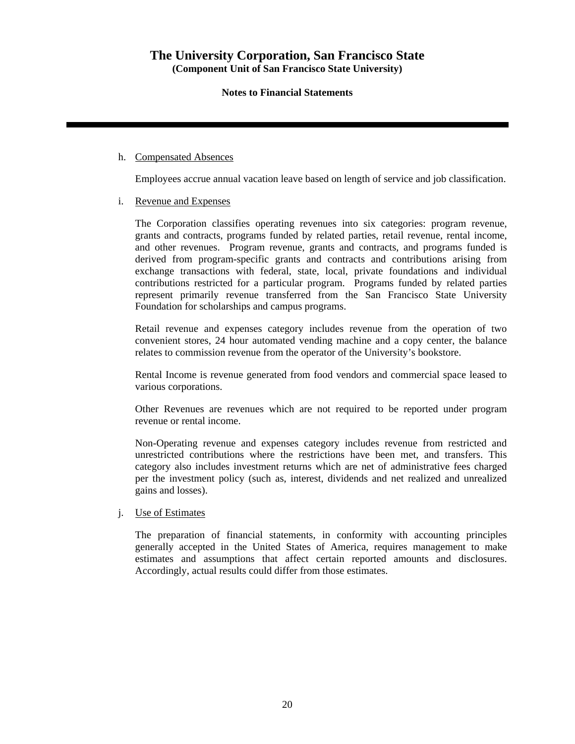h. Compensated Absences

Employees accrue annual vacation leave based on length of service and job classification.

i. Revenue and Expenses

The Corporation classifies operating revenues into six categories: program revenue, grants and contracts, programs funded by related parties, retail revenue, rental income, and other revenues. Program revenue, grants and contracts, and programs funded is derived from program-specific grants and contracts and contributions arising from exchange transactions with federal, state, local, private foundations and individual contributions restricted for a particular program. Programs funded by related parties represent primarily revenue transferred from the San Francisco State University Foundation for scholarships and campus programs.

Retail revenue and expenses category includes revenue from the operation of two convenient stores, 24 hour automated vending machine and a copy center, the balance relates to commission revenue from the operator of the University's bookstore.

Rental Income is revenue generated from food vendors and commercial space leased to various corporations.

Other Revenues are revenues which are not required to be reported under program revenue or rental income.

Non-Operating revenue and expenses category includes revenue from restricted and unrestricted contributions where the restrictions have been met, and transfers. This category also includes investment returns which are net of administrative fees charged per the investment policy (such as, interest, dividends and net realized and unrealized gains and losses).

j. Use of Estimates

The preparation of financial statements, in conformity with accounting principles generally accepted in the United States of America, requires management to make estimates and assumptions that affect certain reported amounts and disclosures. Accordingly, actual results could differ from those estimates.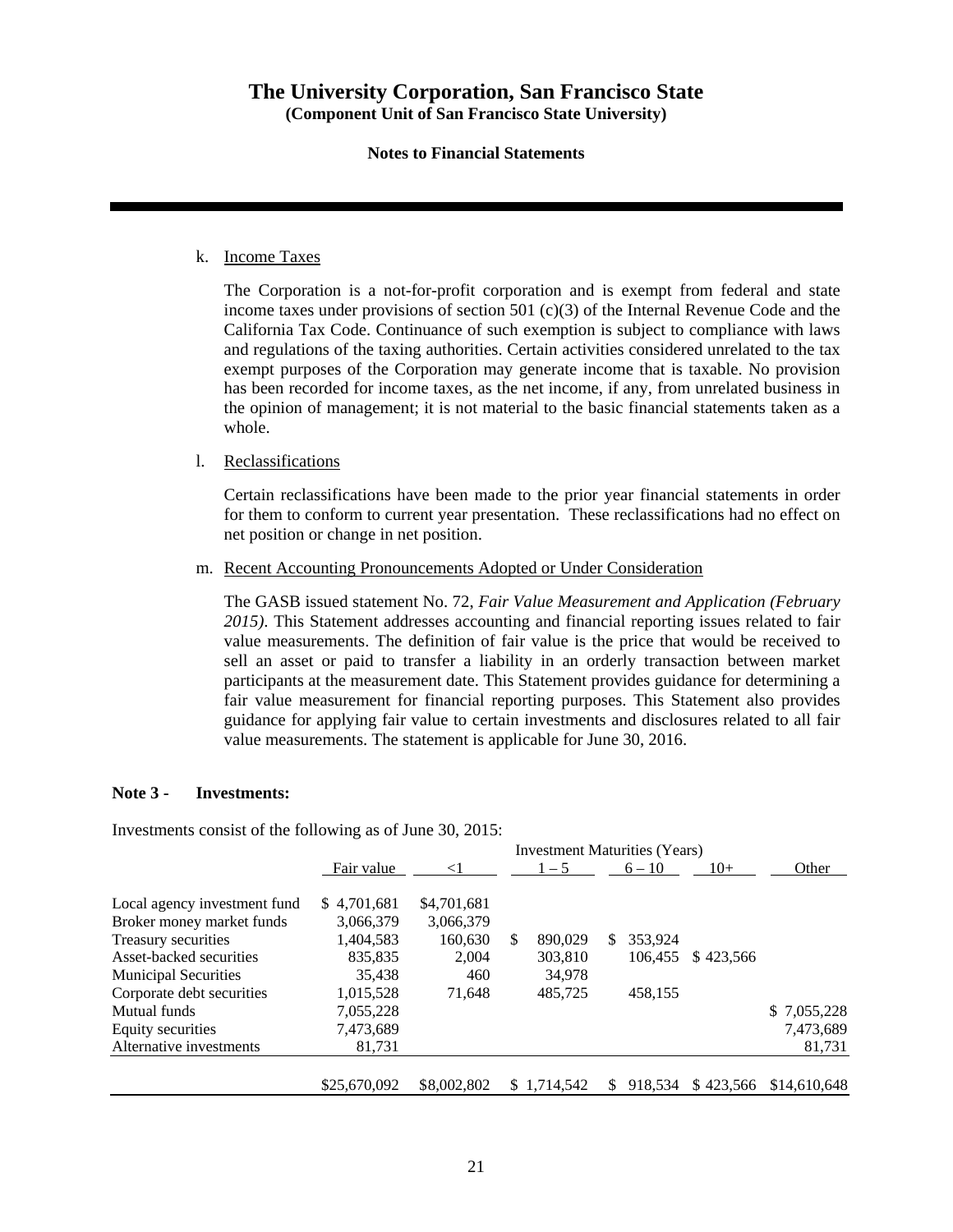k. Income Taxes

The Corporation is a not-for-profit corporation and is exempt from federal and state income taxes under provisions of section 501 (c)(3) of the Internal Revenue Code and the California Tax Code. Continuance of such exemption is subject to compliance with laws and regulations of the taxing authorities. Certain activities considered unrelated to the tax exempt purposes of the Corporation may generate income that is taxable. No provision has been recorded for income taxes, as the net income, if any, from unrelated business in the opinion of management; it is not material to the basic financial statements taken as a whole.

l. Reclassifications

Certain reclassifications have been made to the prior year financial statements in order for them to conform to current year presentation. These reclassifications had no effect on net position or change in net position.

m. Recent Accounting Pronouncements Adopted or Under Consideration

The GASB issued statement No. 72, *Fair Value Measurement and Application (February 2015)*. This Statement addresses accounting and financial reporting issues related to fair value measurements. The definition of fair value is the price that would be received to sell an asset or paid to transfer a liability in an orderly transaction between market participants at the measurement date. This Statement provides guidance for determining a fair value measurement for financial reporting purposes. This Statement also provides guidance for applying fair value to certain investments and disclosures related to all fair value measurements. The statement is applicable for June 30, 2016.

**Note 3 - Investments:**

Investments consist of the following as of June 30, 2015:

| | | Investment Maturities (Years) | | | | |
|---|---|---|---|---|---|---|
| | Fair value | <1 | 1 – 5 | 6 – 10 | 10+ | Other |
| Local agency investment fund | $ 4,701,681 | $4,701,681 | | | | |
| Broker money market funds | 3,066,379 | 3,066,379 | | | | |
| Treasury securities | 1,404,583 | 160,630 | $ 890,029 | $ 353,924 | | |
| Asset-backed securities | 835,835 | 2,004 | 303,810 | 106,455 | $ 423,566 | |
| Municipal Securities | 35,438 | 460 | 34,978 | | | |
| Corporate debt securities | 1,015,528 | 71,648 | 485,725 | 458,155 | | |
| Mutual funds | 7,055,228 | | | | | $ 7,055,228 |
| Equity securities | 7,473,689 | | | | | 7,473,689 |
| Alternative investments | 81,731 | | | | | 81,731 |
| | $25,670,092 | $8,002,802 | $ 1,714,542 | $ 918,534 | $ 423,566 | $14,610,648 |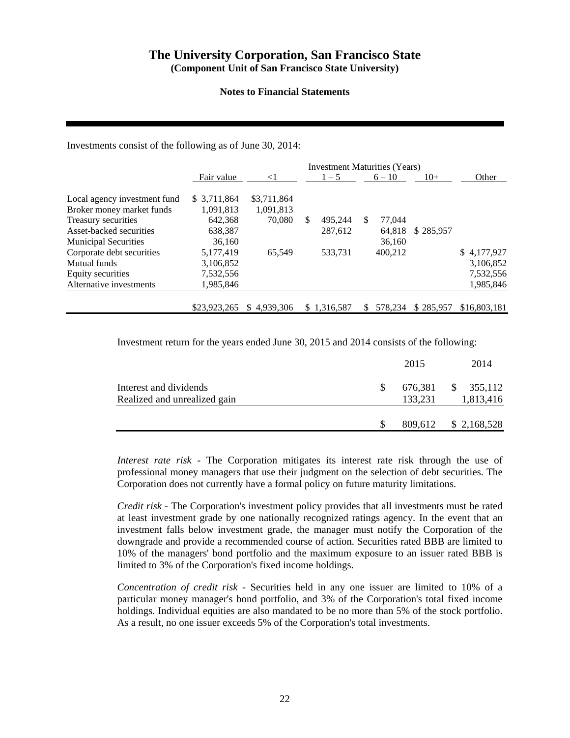Investments consist of the following as of June 30, 2014:

| | Fair value | Investment Maturities (Years) <1 | 1 – 5 | 6 – 10 | 10+ | Other |
|---|---|---|---|---|---|---|
| Local agency investment fund | $ 3,711,864 | $3,711,864 | | | | |
| Broker money market funds | 1,091,813 | 1,091,813 | | | | |
| Treasury securities | 642,368 | 70,080 | $ 495,244 | $ 77,044 | | |
| Asset-backed securities | 638,387 | | 287,612 | 64,818 | $ 285,957 | |
| Municipal Securities | 36,160 | | | 36,160 | | |
| Corporate debt securities | 5,177,419 | 65,549 | 533,731 | 400,212 | | $ 4,177,927 |
| Mutual funds | 3,106,852 | | | | | 3,106,852 |
| Equity securities | 7,532,556 | | | | | 7,532,556 |
| Alternative investments | 1,985,846 | | | | | 1,985,846 |
| | $23,923,265 | $ 4,939,306 | $ 1,316,587 | $ 578,234 | $ 285,957 | $16,803,181 |

Investment return for the years ended June 30, 2015 and 2014 consists of the following:

| | 2015 | 2014 |
|---|---|---|
| Interest and dividends | $ 676,381 | $ 355,112 |
| Realized and unrealized gain | 133,231 | 1,813,416 |
| | $ 809,612 | $ 2,168,528 |

*Interest rate risk* - The Corporation mitigates its interest rate risk through the use of professional money managers that use their judgment on the selection of debt securities. The Corporation does not currently have a formal policy on future maturity limitations.

*Credit risk* - The Corporation's investment policy provides that all investments must be rated at least investment grade by one nationally recognized ratings agency. In the event that an investment falls below investment grade, the manager must notify the Corporation of the downgrade and provide a recommended course of action. Securities rated BBB are limited to 10% of the managers' bond portfolio and the maximum exposure to an issuer rated BBB is limited to 3% of the Corporation's fixed income holdings.

*Concentration of credit risk* - Securities held in any one issuer are limited to 10% of a particular money manager's bond portfolio, and 3% of the Corporation's total fixed income holdings. Individual equities are also mandated to be no more than 5% of the stock portfolio. As a result, no one issuer exceeds 5% of the Corporation's total investments.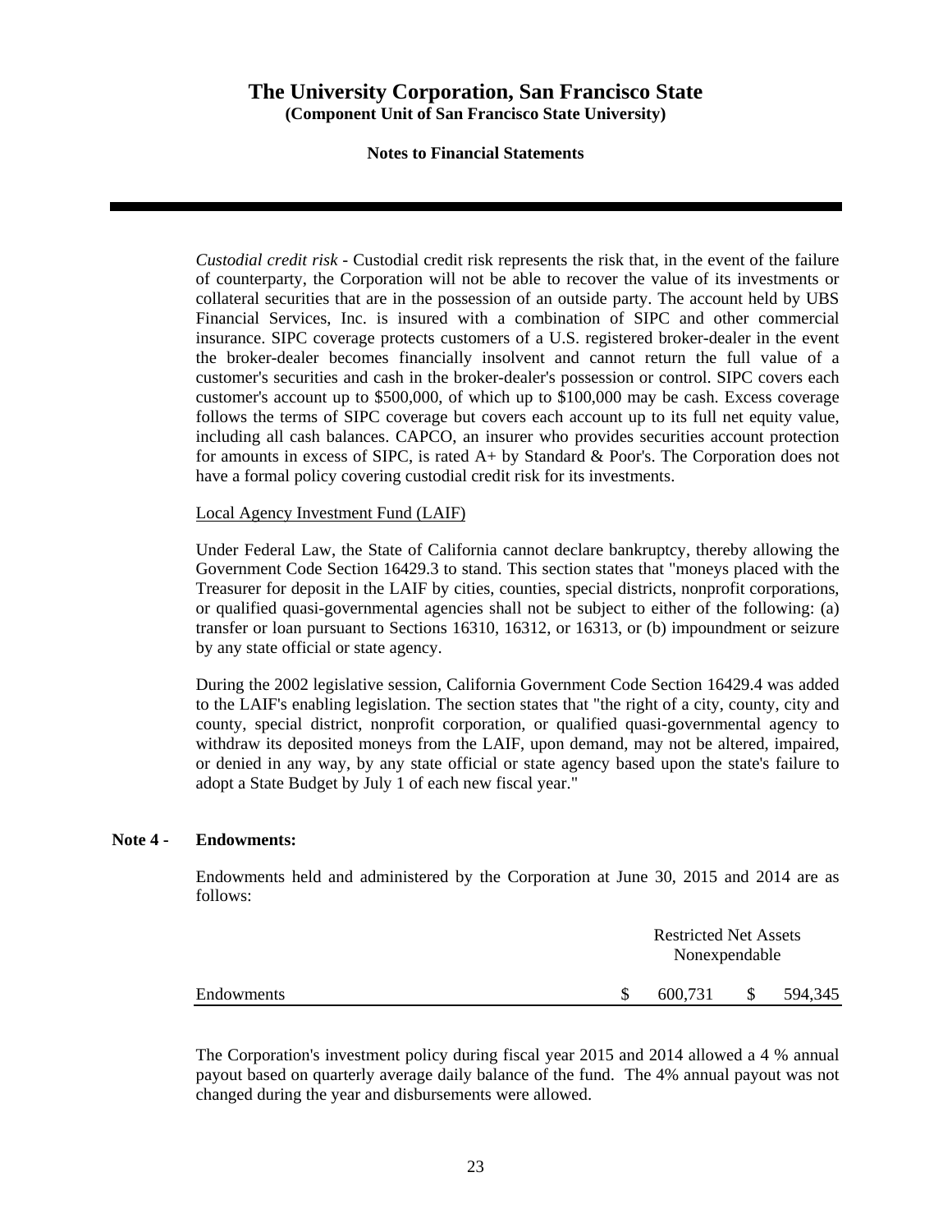*Custodial credit risk* - Custodial credit risk represents the risk that, in the event of the failure of counterparty, the Corporation will not be able to recover the value of its investments or collateral securities that are in the possession of an outside party. The account held by UBS Financial Services, Inc. is insured with a combination of SIPC and other commercial insurance. SIPC coverage protects customers of a U.S. registered broker-dealer in the event the broker-dealer becomes financially insolvent and cannot return the full value of a customer's securities and cash in the broker-dealer's possession or control. SIPC covers each customer's account up to $500,000, of which up to $100,000 may be cash. Excess coverage follows the terms of SIPC coverage but covers each account up to its full net equity value, including all cash balances. CAPCO, an insurer who provides securities account protection for amounts in excess of SIPC, is rated A+ by Standard & Poor's. The Corporation does not have a formal policy covering custodial credit risk for its investments.

Local Agency Investment Fund (LAIF)

Under Federal Law, the State of California cannot declare bankruptcy, thereby allowing the Government Code Section 16429.3 to stand. This section states that "moneys placed with the Treasurer for deposit in the LAIF by cities, counties, special districts, nonprofit corporations, or qualified quasi-governmental agencies shall not be subject to either of the following: (a) transfer or loan pursuant to Sections 16310, 16312, or 16313, or (b) impoundment or seizure by any state official or state agency.

During the 2002 legislative session, California Government Code Section 16429.4 was added to the LAIF's enabling legislation. The section states that "the right of a city, county, city and county, special district, nonprofit corporation, or qualified quasi-governmental agency to withdraw its deposited moneys from the LAIF, upon demand, may not be altered, impaired, or denied in any way, by any state official or state agency based upon the state's failure to adopt a State Budget by July 1 of each new fiscal year."

## Note 4 - Endowments:

Endowments held and administered by the Corporation at June 30, 2015 and 2014 are as follows:

| | Restricted Net Assets Nonexpendable | |
|---|---|---|
| Endowments | $ 600,731 | $ 594,345 |

The Corporation's investment policy during fiscal year 2015 and 2014 allowed a 4 % annual payout based on quarterly average daily balance of the fund. The 4% annual payout was not changed during the year and disbursements were allowed.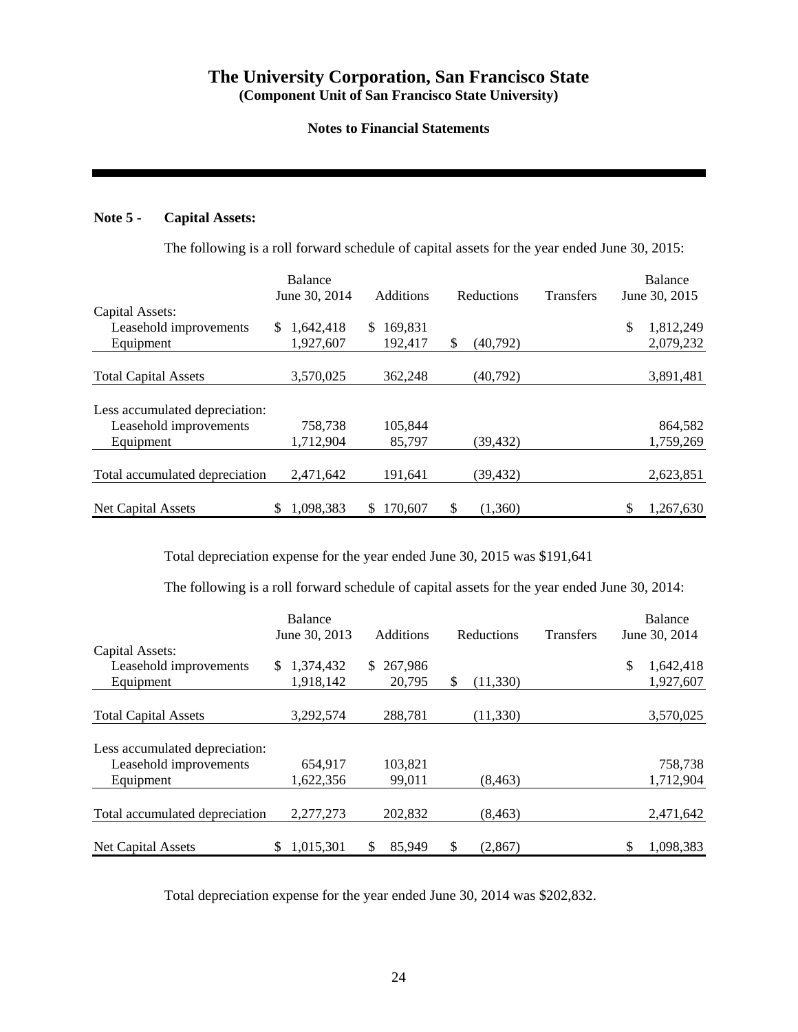# The University Corporation, San Francisco State

**(Component Unit of San Francisco State University)**

**Notes to Financial Statements**

**Note 5 - Capital Assets:**

The following is a roll forward schedule of capital assets for the year ended June 30, 2015:

| | Balance June 30, 2014 | Additions | Reductions | Transfers | Balance June 30, 2015 |
|---|---|---|---|---|---|
| Capital Assets: | | | | | |
| Leasehold improvements | $ 1,642,418 | $ 169,831 | | | $ 1,812,249 |
| Equipment | 1,927,607 | 192,417 | $ (40,792) | | 2,079,232 |
| Total Capital Assets | 3,570,025 | 362,248 | (40,792) | | 3,891,481 |
| Less accumulated depreciation: | | | | | |
| Leasehold improvements | 758,738 | 105,844 | | | 864,582 |
| Equipment | 1,712,904 | 85,797 | (39,432) | | 1,759,269 |
| Total accumulated depreciation | 2,471,642 | 191,641 | (39,432) | | 2,623,851 |
| Net Capital Assets | $ 1,098,383 | $ 170,607 | $ (1,360) | | $ 1,267,630 |

Total depreciation expense for the year ended June 30, 2015 was $191,641

The following is a roll forward schedule of capital assets for the year ended June 30, 2014:

| | Balance June 30, 2013 | Additions | Reductions | Transfers | Balance June 30, 2014 |
|---|---|---|---|---|---|
| Capital Assets: | | | | | |
| Leasehold improvements | $ 1,374,432 | $ 267,986 | | | $ 1,642,418 |
| Equipment | 1,918,142 | 20,795 | $ (11,330) | | 1,927,607 |
| Total Capital Assets | 3,292,574 | 288,781 | (11,330) | | 3,570,025 |
| Less accumulated depreciation: | | | | | |
| Leasehold improvements | 654,917 | 103,821 | | | 758,738 |
| Equipment | 1,622,356 | 99,011 | (8,463) | | 1,712,904 |
| Total accumulated depreciation | 2,277,273 | 202,832 | (8,463) | | 2,471,642 |
| Net Capital Assets | $ 1,015,301 | $ 85,949 | $ (2,867) | | $ 1,098,383 |

Total depreciation expense for the year ended June 30, 2014 was $202,832.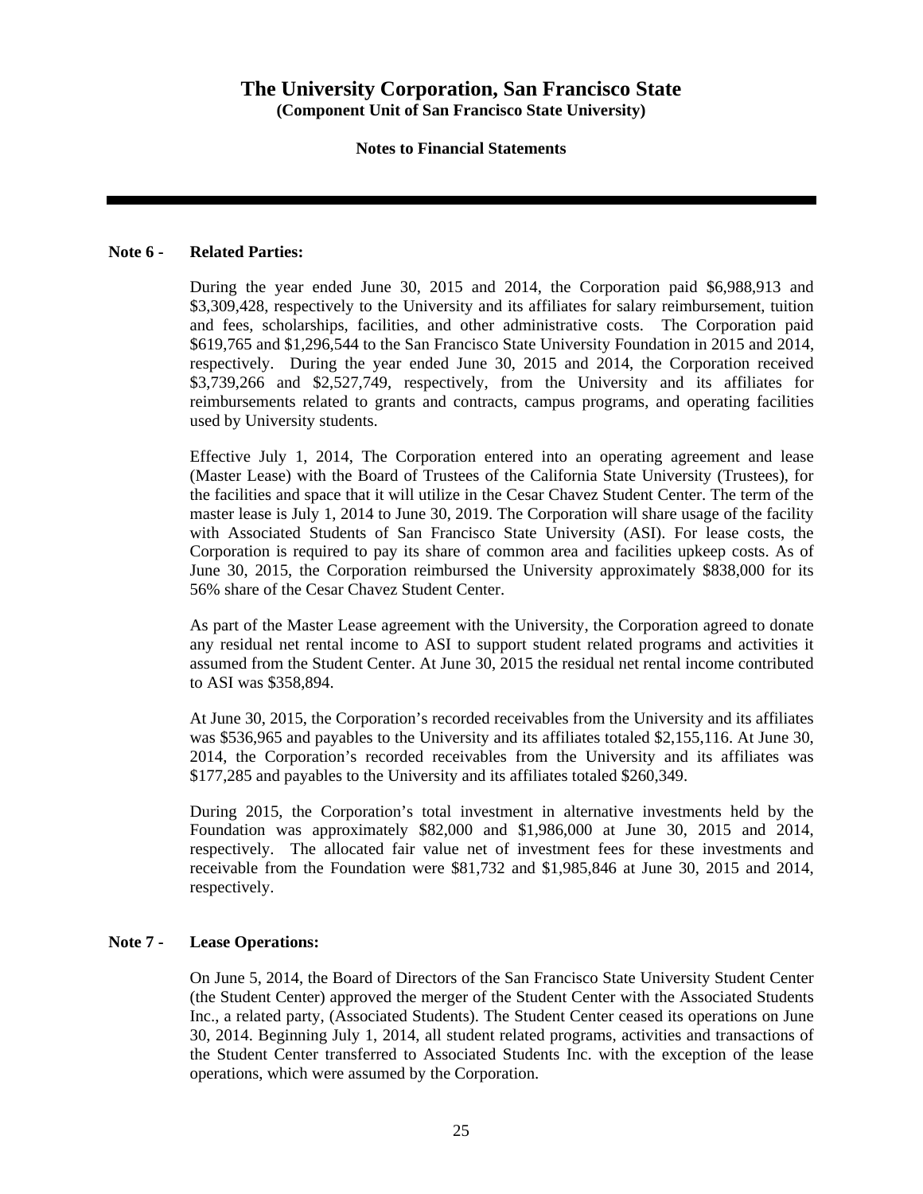# The University Corporation, San Francisco State
**(Component Unit of San Francisco State University)**

**Notes to Financial Statements**

---

**Note 6 - Related Parties:**

During the year ended June 30, 2015 and 2014, the Corporation paid $6,988,913 and $3,309,428, respectively to the University and its affiliates for salary reimbursement, tuition and fees, scholarships, facilities, and other administrative costs. The Corporation paid $619,765 and $1,296,544 to the San Francisco State University Foundation in 2015 and 2014, respectively. During the year ended June 30, 2015 and 2014, the Corporation received $3,739,266 and $2,527,749, respectively, from the University and its affiliates for reimbursements related to grants and contracts, campus programs, and operating facilities used by University students.

Effective July 1, 2014, The Corporation entered into an operating agreement and lease (Master Lease) with the Board of Trustees of the California State University (Trustees), for the facilities and space that it will utilize in the Cesar Chavez Student Center. The term of the master lease is July 1, 2014 to June 30, 2019. The Corporation will share usage of the facility with Associated Students of San Francisco State University (ASI). For lease costs, the Corporation is required to pay its share of common area and facilities upkeep costs. As of June 30, 2015, the Corporation reimbursed the University approximately $838,000 for its 56% share of the Cesar Chavez Student Center.

As part of the Master Lease agreement with the University, the Corporation agreed to donate any residual net rental income to ASI to support student related programs and activities it assumed from the Student Center. At June 30, 2015 the residual net rental income contributed to ASI was $358,894.

At June 30, 2015, the Corporation's recorded receivables from the University and its affiliates was $536,965 and payables to the University and its affiliates totaled $2,155,116. At June 30, 2014, the Corporation's recorded receivables from the University and its affiliates was $177,285 and payables to the University and its affiliates totaled $260,349.

During 2015, the Corporation's total investment in alternative investments held by the Foundation was approximately $82,000 and $1,986,000 at June 30, 2015 and 2014, respectively. The allocated fair value net of investment fees for these investments and receivable from the Foundation were $81,732 and $1,985,846 at June 30, 2015 and 2014, respectively.

**Note 7 - Lease Operations:**

On June 5, 2014, the Board of Directors of the San Francisco State University Student Center (the Student Center) approved the merger of the Student Center with the Associated Students Inc., a related party, (Associated Students). The Student Center ceased its operations on June 30, 2014. Beginning July 1, 2014, all student related programs, activities and transactions of the Student Center transferred to Associated Students Inc. with the exception of the lease operations, which were assumed by the Corporation.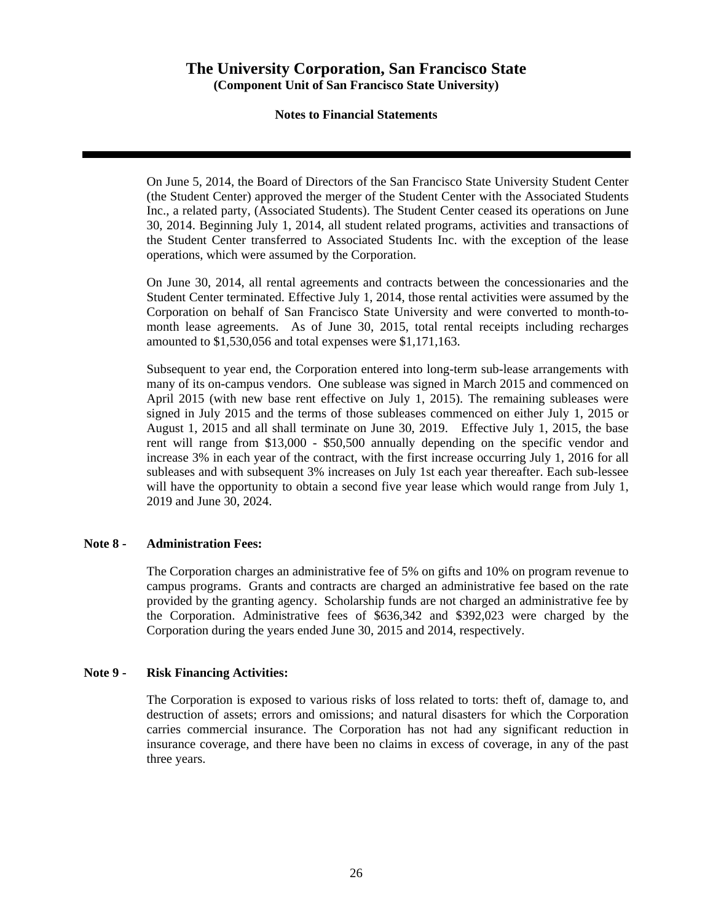On June 5, 2014, the Board of Directors of the San Francisco State University Student Center (the Student Center) approved the merger of the Student Center with the Associated Students Inc., a related party, (Associated Students). The Student Center ceased its operations on June 30, 2014. Beginning July 1, 2014, all student related programs, activities and transactions of the Student Center transferred to Associated Students Inc. with the exception of the lease operations, which were assumed by the Corporation.

On June 30, 2014, all rental agreements and contracts between the concessionaries and the Student Center terminated. Effective July 1, 2014, those rental activities were assumed by the Corporation on behalf of San Francisco State University and were converted to month-to-month lease agreements. As of June 30, 2015, total rental receipts including recharges amounted to $1,530,056 and total expenses were $1,171,163.

Subsequent to year end, the Corporation entered into long-term sub-lease arrangements with many of its on-campus vendors. One sublease was signed in March 2015 and commenced on April 2015 (with new base rent effective on July 1, 2015). The remaining subleases were signed in July 2015 and the terms of those subleases commenced on either July 1, 2015 or August 1, 2015 and all shall terminate on June 30, 2019. Effective July 1, 2015, the base rent will range from $13,000 - $50,500 annually depending on the specific vendor and increase 3% in each year of the contract, with the first increase occurring July 1, 2016 for all subleases and with subsequent 3% increases on July 1st each year thereafter. Each sub-lessee will have the opportunity to obtain a second five year lease which would range from July 1, 2019 and June 30, 2024.

## Note 8 - Administration Fees:

The Corporation charges an administrative fee of 5% on gifts and 10% on program revenue to campus programs. Grants and contracts are charged an administrative fee based on the rate provided by the granting agency. Scholarship funds are not charged an administrative fee by the Corporation. Administrative fees of $636,342 and $392,023 were charged by the Corporation during the years ended June 30, 2015 and 2014, respectively.

## Note 9 - Risk Financing Activities:

The Corporation is exposed to various risks of loss related to torts: theft of, damage to, and destruction of assets; errors and omissions; and natural disasters for which the Corporation carries commercial insurance. The Corporation has not had any significant reduction in insurance coverage, and there have been no claims in excess of coverage, in any of the past three years.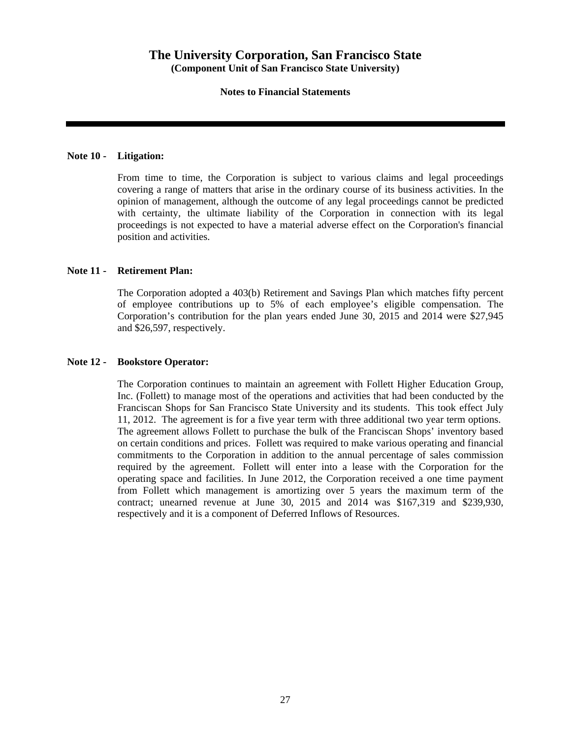# The University Corporation, San Francisco State

**(Component Unit of San Francisco State University)**

**Notes to Financial Statements**

---

**Note 10 - Litigation:**

From time to time, the Corporation is subject to various claims and legal proceedings covering a range of matters that arise in the ordinary course of its business activities. In the opinion of management, although the outcome of any legal proceedings cannot be predicted with certainty, the ultimate liability of the Corporation in connection with its legal proceedings is not expected to have a material adverse effect on the Corporation's financial position and activities.

**Note 11 - Retirement Plan:**

The Corporation adopted a 403(b) Retirement and Savings Plan which matches fifty percent of employee contributions up to 5% of each employee's eligible compensation. The Corporation's contribution for the plan years ended June 30, 2015 and 2014 were $27,945 and $26,597, respectively.

**Note 12 - Bookstore Operator:**

The Corporation continues to maintain an agreement with Follett Higher Education Group, Inc. (Follett) to manage most of the operations and activities that had been conducted by the Franciscan Shops for San Francisco State University and its students. This took effect July 11, 2012. The agreement is for a five year term with three additional two year term options. The agreement allows Follett to purchase the bulk of the Franciscan Shops' inventory based on certain conditions and prices. Follett was required to make various operating and financial commitments to the Corporation in addition to the annual percentage of sales commission required by the agreement. Follett will enter into a lease with the Corporation for the operating space and facilities. In June 2012, the Corporation received a one time payment from Follett which management is amortizing over 5 years the maximum term of the contract; unearned revenue at June 30, 2015 and 2014 was $167,319 and $239,930, respectively and it is a component of Deferred Inflows of Resources.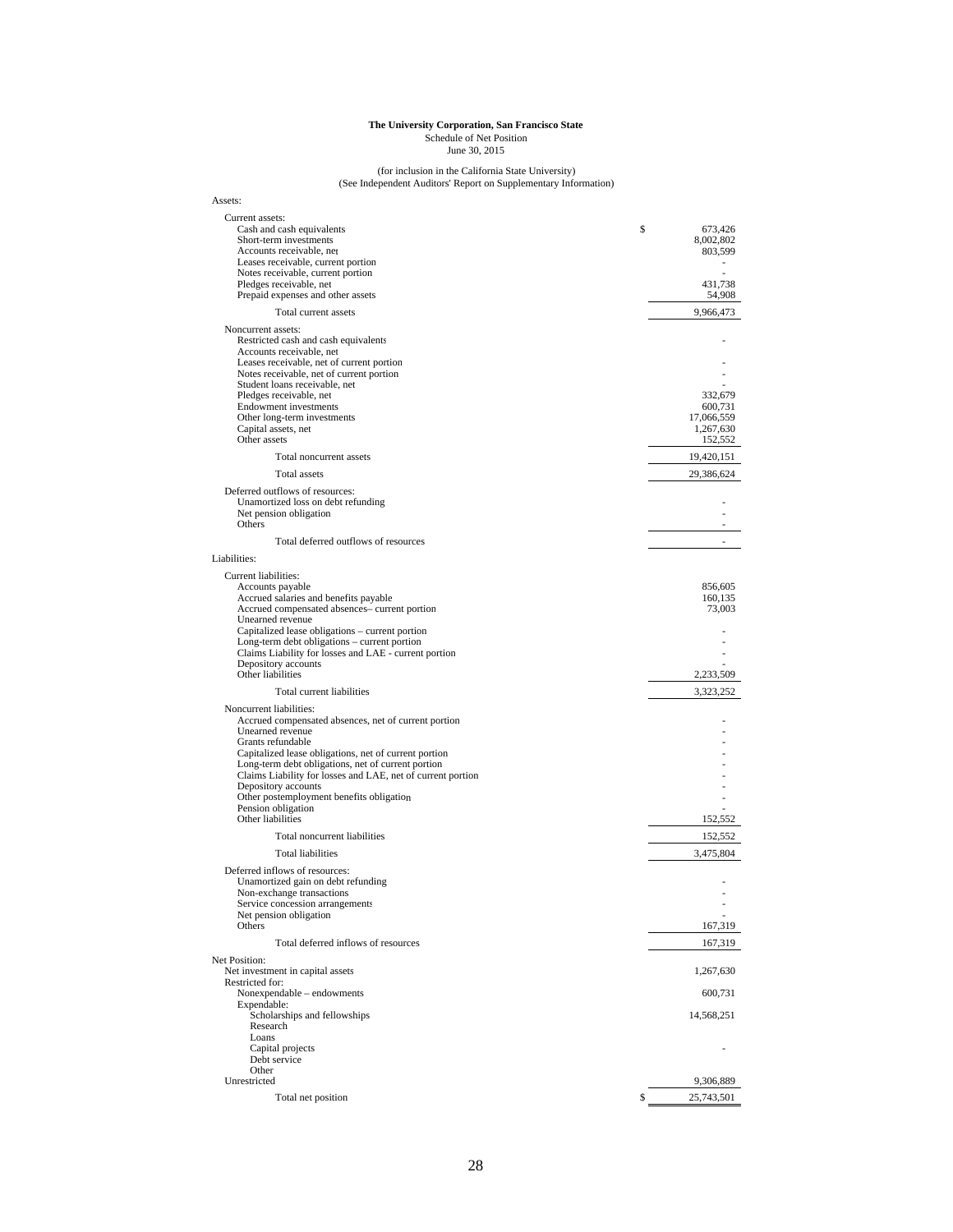**The University Corporation, San Francisco State**
Schedule of Net Position
June 30, 2015

(for inclusion in the California State University)
(See Independent Auditors' Report on Supplementary Information)

| | |
|---|---|
| **Assets:** | |
| Current assets: | |
| Cash and cash equivalents | $ 673,426 |
| Short-term investments | 8,002,802 |
| Accounts receivable, net | 803,599 |
| Leases receivable, current portion | - |
| Notes receivable, current portion | - |
| Pledges receivable, net | 431,738 |
| Prepaid expenses and other assets | 54,908 |
| Total current assets | 9,966,473 |
| Noncurrent assets: | |
| Restricted cash and cash equivalents | - |
| Accounts receivable, net | |
| Leases receivable, net of current portion | - |
| Notes receivable, net of current portion | - |
| Student loans receivable, net | - |
| Pledges receivable, net | 332,679 |
| Endowment investments | 600,731 |
| Other long-term investments | 17,066,559 |
| Capital assets, net | 1,267,630 |
| Other assets | 152,552 |
| Total noncurrent assets | 19,420,151 |
| Total assets | 29,386,624 |
| Deferred outflows of resources: | |
| Unamortized loss on debt refunding | - |
| Net pension obligation | - |
| Others | - |
| Total deferred outflows of resources | - |
| **Liabilities:** | |
| Current liabilities: | |
| Accounts payable | 856,605 |
| Accrued salaries and benefits payable | 160,135 |
| Accrued compensated absences– current portion | 73,003 |
| Unearned revenue | |
| Capitalized lease obligations – current portion | - |
| Long-term debt obligations – current portion | - |
| Claims Liability for losses and LAE - current portion | - |
| Depository accounts | - |
| Other liabilities | 2,233,509 |
| Total current liabilities | 3,323,252 |
| Noncurrent liabilities: | |
| Accrued compensated absences, net of current portion | - |
| Unearned revenue | - |
| Grants refundable | - |
| Capitalized lease obligations, net of current portion | - |
| Long-term debt obligations, net of current portion | - |
| Claims Liability for losses and LAE, net of current portion | - |
| Depository accounts | - |
| Other postemployment benefits obligation | - |
| Pension obligation | - |
| Other liabilities | 152,552 |
| Total noncurrent liabilities | 152,552 |
| Total liabilities | 3,475,804 |
| Deferred inflows of resources: | |
| Unamortized gain on debt refunding | - |
| Non-exchange transactions | - |
| Service concession arrangements | - |
| Net pension obligation | - |
| Others | 167,319 |
| Total deferred inflows of resources | 167,319 |
| **Net Position:** | |
| Net investment in capital assets | 1,267,630 |
| Restricted for: | |
| Nonexpendable – endowments | 600,731 |
| Expendable: | |
| Scholarships and fellowships | 14,568,251 |
| Research | |
| Loans | |
| Capital projects | - |
| Debt service | |
| Other | |
| Unrestricted | 9,306,889 |
| Total net position | $ 25,743,501 |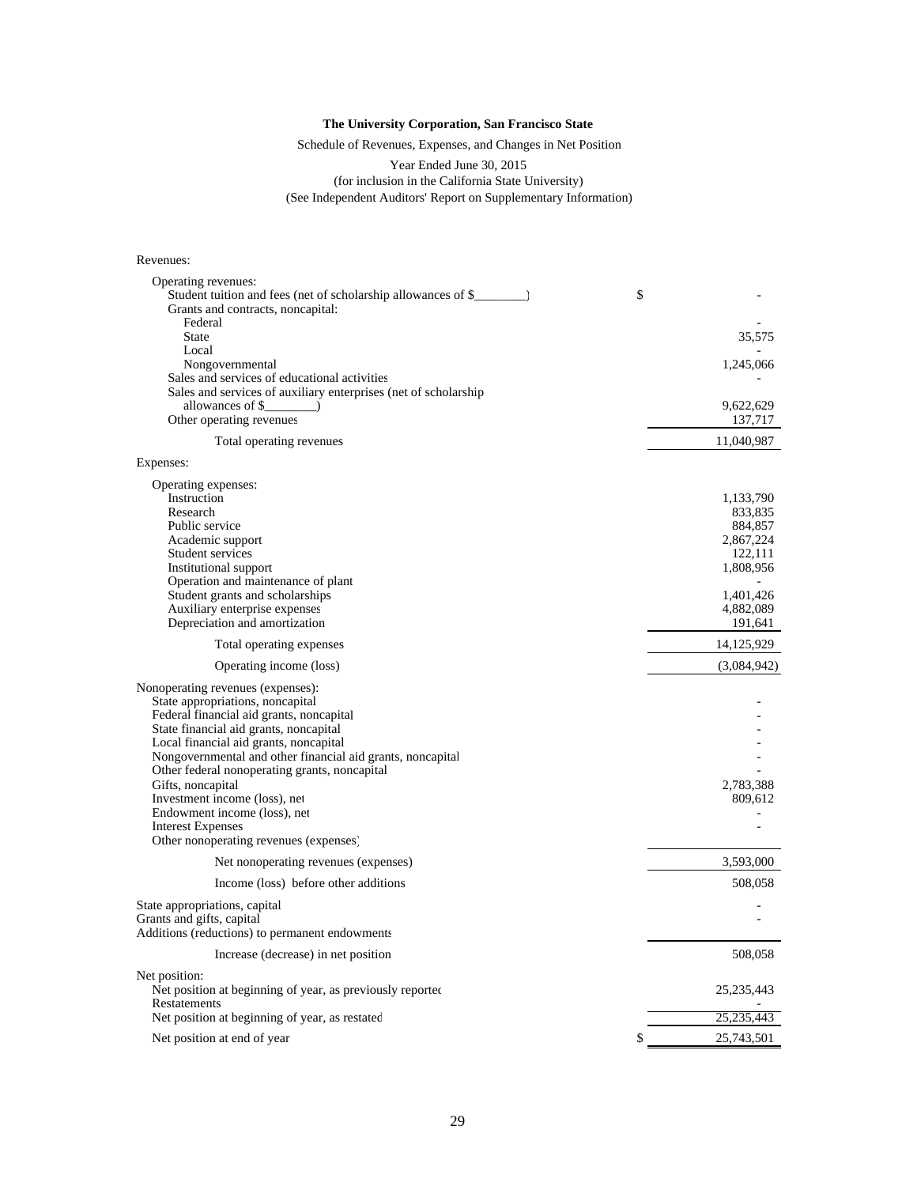**The University Corporation, San Francisco State**

Schedule of Revenues, Expenses, and Changes in Net Position

Year Ended June 30, 2015
(for inclusion in the California State University)
(See Independent Auditors' Report on Supplementary Information)

| | |
|---|---|
| Revenues: | |
| Operating revenues: | |
| Student tuition and fees (net of scholarship allowances of $________) | $ - |
| Grants and contracts, noncapital: | |
| Federal | - |
| State | 35,575 |
| Local | - |
| Nongovernmental | 1,245,066 |
| Sales and services of educational activities | - |
| Sales and services of auxiliary enterprises (net of scholarship allowances of $________) | 9,622,629 |
| Other operating revenues | 137,717 |
| Total operating revenues | 11,040,987 |
| Expenses: | |
| Operating expenses: | |
| Instruction | 1,133,790 |
| Research | 833,835 |
| Public service | 884,857 |
| Academic support | 2,867,224 |
| Student services | 122,111 |
| Institutional support | 1,808,956 |
| Operation and maintenance of plant | - |
| Student grants and scholarships | 1,401,426 |
| Auxiliary enterprise expenses | 4,882,089 |
| Depreciation and amortization | 191,641 |
| Total operating expenses | 14,125,929 |
| Operating income (loss) | (3,084,942) |
| Nonoperating revenues (expenses): | |
| State appropriations, noncapital | - |
| Federal financial aid grants, noncapital | - |
| State financial aid grants, noncapital | - |
| Local financial aid grants, noncapital | - |
| Nongovernmental and other financial aid grants, noncapital | - |
| Other federal nonoperating grants, noncapital | - |
| Gifts, noncapital | 2,783,388 |
| Investment income (loss), net | 809,612 |
| Endowment income (loss), net | - |
| Interest Expenses | - |
| Other nonoperating revenues (expenses) | |
| Net nonoperating revenues (expenses) | 3,593,000 |
| Income (loss) before other additions | 508,058 |
| State appropriations, capital | - |
| Grants and gifts, capital | - |
| Additions (reductions) to permanent endowments | |
| Increase (decrease) in net position | 508,058 |
| Net position: | |
| Net position at beginning of year, as previously reported | 25,235,443 |
| Restatements | - |
| Net position at beginning of year, as restated | 25,235,443 |
| Net position at end of year | $ 25,743,501 |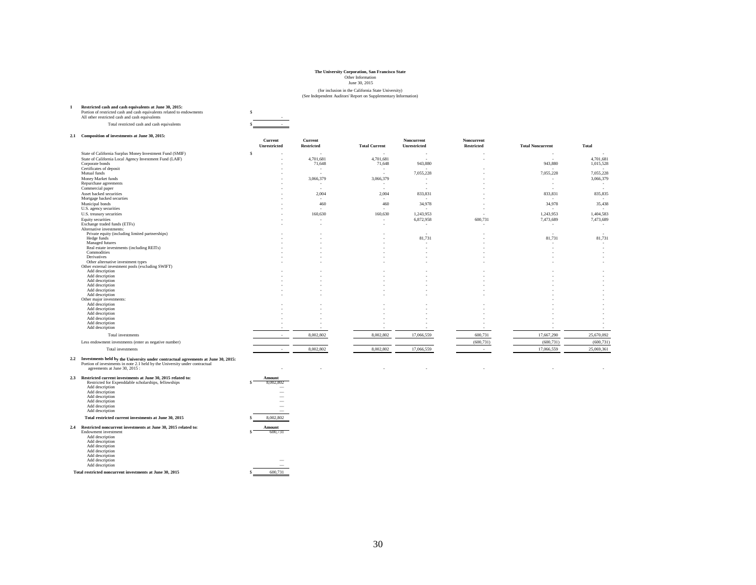**The University Corporation, San Francisco State**
Other Information
June 30, 2015

(for inclusion in the California State University)
(See Independent Auditors' Report on Supplementary Information)

**1 Restricted cash and cash equivalents at June 30, 2015:**

| | |
|---|---|
| Portion of restricted cash and cash equivalents related to endowments | $ |
| All other restricted cash and cash equivalents | - |
| Total restricted cash and cash equivalents | $ - |

**2.1 Composition of investments at June 30, 2015:**

| | Current Unrestricted | Current Restricted | Total Current | Noncurrent Unrestricted | Noncurrent Restricted | Total Noncurrent | Total |
|---|---|---|---|---|---|---|---|
| State of California Surplus Money Investment Fund (SMIF) | $ - | - | - | - | - | - | - |
| State of California Local Agency Investment Fund (LAIF) | - | 4,701,681 | 4,701,681 | - | - | - | 4,701,681 |
| Corporate bonds | - | 71,648 | 71,648 | 943,880 | | 943,880 | 1,015,528 |
| Certificates of deposit | - | - | - | - | - | - | - |
| Mutual funds | - | - | - | 7,055,228 | - | 7,055,228 | 7,055,228 |
| Money Market funds | - | 3,066,379 | 3,066,379 | - | - | - | 3,066,379 |
| Repurchase agreements | - | - | - | - | - | - | - |
| Commercial paper | - | - | - | - | - | - | - |
| Asset backed securities | - | 2,004 | 2,004 | 833,831 | - | 833,831 | 835,835 |
| Mortgage backed securities | - | - | - | - | - | - | - |
| Municipal bonds | - | 460 | 460 | 34,978 | - | 34,978 | 35,438 |
| U.S. agency securities | - | - | - | - | - | - | - |
| U.S. treasury securities | - | 160,630 | 160,630 | 1,243,953 | - | 1,243,953 | 1,404,583 |
| Equity securities | - | - | - | 6,872,958 | 600,731 | 7,473,689 | 7,473,689 |
| Exchange traded funds (ETFs) | - | - | - | - | - | - | - |
| Alternative investments: | | | | | | | |
| Private equity (including limited partnerships) | - | - | - | - | - | - | - |
| Hedge funds | - | - | - | 81,731 | - | 81,731 | 81,731 |
| Managed futures | - | - | - | - | - | - | - |
| Real estate investments (including REITs) | - | - | - | - | - | - | - |
| Commodities | - | - | - | - | - | - | - |
| Derivatives | - | - | - | - | - | - | - |
| Other alternative investment types | - | - | - | - | - | - | - |
| Other external investment pools (excluding SWIFT) | | | | | | | |
| Add description | - | - | - | - | - | - | - |
| Add description | - | - | - | - | - | - | - |
| Add description | - | - | - | - | - | - | - |
| Add description | - | - | - | - | - | - | - |
| Add description | - | - | - | - | - | - | - |
| Add description | - | - | - | - | - | - | - |
| Other major investments: | | | | | | | |
| Add description | - | - | - | - | - | - | - |
| Add description | - | - | - | - | - | - | - |
| Add description | - | - | - | - | - | - | - |
| Add description | - | - | - | - | - | - | - |
| Add description | - | - | - | - | - | - | - |
| Add description | - | - | - | - | - | - | - |
| Total investments | - | 8,002,802 | 8,002,802 | 17,066,559 | 600,731 | 17,667,290 | 25,670,092 |
| Less endowment investments (enter as negative number) | | | | | (600,731) | (600,731) | (600,731) |
| Total investments | - | 8,002,802 | 8,002,802 | 17,066,559 | - | 17,066,559 | 25,069,361 |

**2.2 Investments held by the University under contractual agreements at June 30, 2015:**

| | | | | | | | |
|---|---|---|---|---|---|---|---|
| Portion of investments in note 2.1 held by the University under contractual agreements at June 30, 2015 : | - | - | - | - | - | - | - |

**2.3 Restricted current investments at June 30, 2015 related to:**

| | Amount |
|---|---|
| Restricted for Expenddable scholarships, fellowships | $ 8,002,802 |
| Add description | — |
| Add description | — |
| Add description | — |
| Add description | — |
| Add description | — |
| Add description | — |
| **Total restricted current investments at June 30, 2015** | $ 8,002,802 |

**2.4 Restricted noncurrent investments at June 30, 2015 related to:**

| | Amount |
|---|---|
| Endowment investment | $ 600,731 |
| Add description | |
| Add description | |
| Add description | |
| Add description | |
| Add description | |
| Add description | — |
| Add description | — |
| **Total restricted noncurrent investments at June 30, 2015** | $ 600,731 |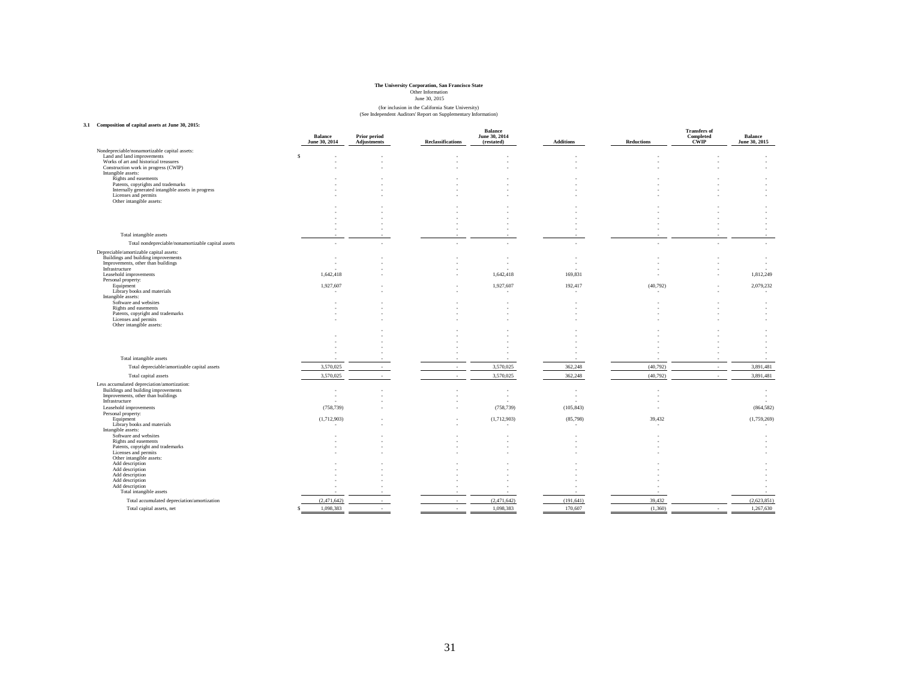**The University Corporation, San Francisco State**
Other Information
June 30, 2015

(for inclusion in the California State University)
(See Independent Auditors' Report on Supplementary Information)

**3.1 Composition of capital assets at June 30, 2015:**

| | Balance June 30, 2014 | Prior period Adjustments | Reclassifications | Balance June 30, 2014 (restated) | Additions | Reductions | Transfers of Completed CWIP | Balance June 30, 2015 |
|---|---|---|---|---|---|---|---|---|
| Nondepreciable/nonamortizable capital assets: | | | | | | | | |
| Land and land improvements | $ - | - | - | - | - | - | - | - |
| Works of art and historical treasures | - | - | - | - | - | - | - | - |
| Construction work in progress (CWIP) | - | - | - | - | - | - | - | - |
| Intangible assets: | | | | | | | | |
| Rights and easements | - | - | - | - | - | - | - | - |
| Patents, copyrights and trademarks | - | - | - | - | - | - | - | - |
| Internally generated intangible assets in progress | - | - | - | - | - | - | - | - |
| Licenses and permits | - | - | - | - | - | - | - | - |
| Other intangible assets: | | | | | | | | |
| | - | - | - | - | - | - | - | - |
| | - | - | - | - | - | - | - | - |
| | - | - | - | - | - | - | - | - |
| | - | - | - | - | - | - | - | - |
| | - | - | - | - | - | - | - | - |
| Total intangible assets | - | - | - | - | - | - | - | - |
| Total nondepreciable/nonamortizable capital assets | - | - | - | - | - | - | - | - |
| Depreciable/amortizable capital assets: | | | | | | | | |
| Buildings and building improvements | - | - | - | - | - | - | - | - |
| Improvements, other than buildings | - | - | - | - | - | - | - | - |
| Infrastructure | - | - | - | - | - | - | - | - |
| Leasehold improvements | 1,642,418 | - | - | 1,642,418 | 169,831 | - | - | 1,812,249 |
| Personal property: | | | | | | | | |
| Equipment | 1,927,607 | - | - | 1,927,607 | 192,417 | (40,792) | - | 2,079,232 |
| Library books and materials | - | - | - | - | - | - | - | - |
| Intangible assets: | | | | | | | | |
| Software and websites | - | - | - | - | - | - | - | - |
| Rights and easements | - | - | - | - | - | - | - | - |
| Patents, copyright and trademarks | - | - | - | - | - | - | - | - |
| Licenses and permits | - | - | - | - | - | - | - | - |
| Other intangible assets: | | | | | | | | |
| | - | - | - | - | - | - | - | - |
| | - | - | - | - | - | - | - | - |
| | - | - | - | - | - | - | - | - |
| | - | - | - | - | - | - | - | - |
| | - | - | - | - | - | - | - | - |
| Total intangible assets | - | - | - | - | - | - | - | - |
| Total depreciable/amortizable capital assets | 3,570,025 | - | - | 3,570,025 | 362,248 | (40,792) | - | 3,891,481 |
| Total capital assets | 3,570,025 | - | - | 3,570,025 | 362,248 | (40,792) | - | 3,891,481 |
| Less accumulated depreciation/amortization: | | | | | | | | |
| Buildings and building improvements | - | - | - | - | - | - | | - |
| Improvements, other than buildings | - | - | - | - | - | - | | - |
| Infrastructure | - | - | - | - | - | - | | - |
| Leasehold improvements | (758,739) | - | - | (758,739) | (105,843) | - | | (864,582) |
| Personal property: | | | | | | | | |
| Equipment | (1,712,903) | - | - | (1,712,903) | (85,798) | 39,432 | | (1,759,269) |
| Library books and materials | - | - | - | - | - | - | | - |
| Intangible assets: | | | | | | | | |
| Software and websites | - | - | - | - | - | - | | - |
| Rights and easements | - | - | - | - | - | - | | - |
| Patents, copyright and trademarks | - | - | - | - | - | - | | - |
| Licenses and permits | - | - | - | - | - | - | | - |
| Other intangible assets: | | | | | | | | |
| Add description | - | - | - | - | - | - | | - |
| Add description | - | - | - | - | - | - | | - |
| Add description | - | - | - | - | - | - | | - |
| Add description | - | - | - | - | - | - | | - |
| Add description | - | - | - | - | - | - | | - |
| Total intangible assets | - | - | - | - | - | - | | - |
| Total accumulated depreciation/amortization | (2,471,642) | - | - | (2,471,642) | (191,641) | 39,432 | | (2,623,851) |
| Total capital assets, net | $ 1,098,383 | - | - | 1,098,383 | 170,607 | (1,360) | - | 1,267,630 |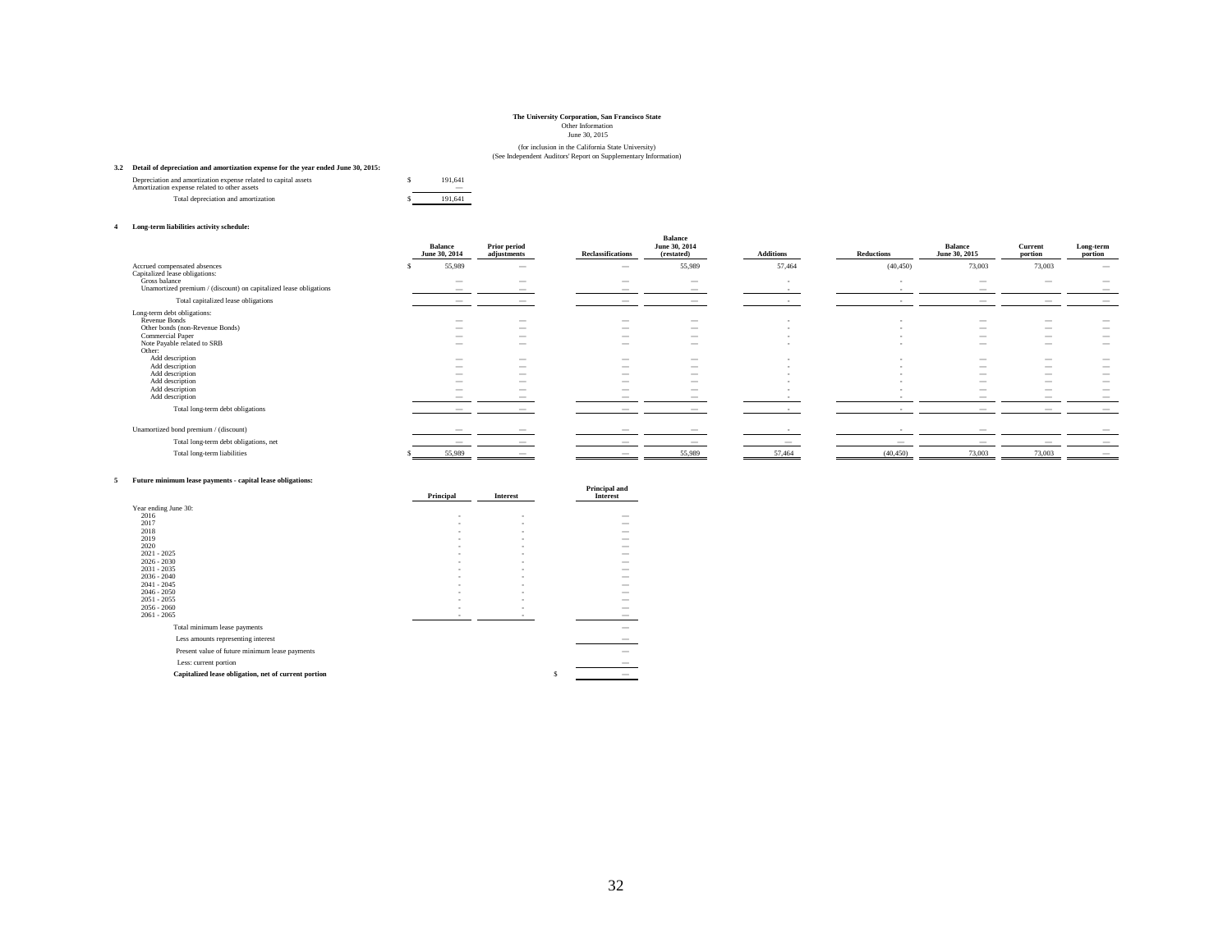**The University Corporation, San Francisco State**
Other Information
June 30, 2015

(for inclusion in the California State University)
(See Independent Auditors' Report on Supplementary Information)

**3.2 Detail of depreciation and amortization expense for the year ended June 30, 2015:**

| | | |
|---|---|---|
| Depreciation and amortization expense related to capital assets | $ | 191,641 |
| Amortization expense related to other assets | | — |
| Total depreciation and amortization | $ | 191,641 |

**4 Long-term liabilities activity schedule:**

| | Balance June 30, 2014 | Prior period adjustments | Reclassifications | Balance June 30, 2014 (restated) | Additions | Reductions | Balance June 30, 2015 | Current portion | Long-term portion |
|---|---|---|---|---|---|---|---|---|---|
| Accrued compensated absences | $ 55,989 | — | — | 55,989 | 57,464 | (40,450) | 73,003 | 73,003 | — |
| Capitalized lease obligations: | | | | | | | | | |
| Gross balance | — | — | — | — | - | - | — | — | — |
| Unamortized premium / (discount) on capitalized lease obligations | — | — | — | — | - | - | — | | — |
| Total capitalized lease obligations | — | — | — | — | - | - | — | — | — |
| Long-term debt obligations: | | | | | | | | | |
| Revenue Bonds | — | — | — | — | - | - | — | — | — |
| Other bonds (non-Revenue Bonds) | — | — | — | — | - | - | — | — | — |
| Commercial Paper | — | — | — | — | - | - | — | — | — |
| Note Payable related to SRB | — | — | — | — | - | - | — | — | — |
| Other: | | | | | | | | | |
| Add description | — | — | — | — | - | - | — | — | — |
| Add description | — | — | — | — | - | - | — | — | — |
| Add description | — | — | — | — | - | - | — | — | — |
| Add description | — | — | — | — | - | - | — | — | — |
| Add description | — | — | — | — | - | - | — | — | — |
| Add description | — | — | — | — | - | - | — | — | — |
| Total long-term debt obligations | — | — | — | — | - | - | — | — | — |
| Unamortized bond premium / (discount) | — | — | — | — | - | - | — | | — |
| Total long-term debt obligations, net | — | — | — | — | — | — | — | — | — |
| Total long-term liabilities | $ 55,989 | — | — | 55,989 | 57,464 | (40,450) | 73,003 | 73,003 | — |

**5 Future minimum lease payments - capital lease obligations:**

| | Principal | Interest | Principal and Interest |
|---|---|---|---|
| Year ending June 30: | | | |
| 2016 | - | - | — |
| 2017 | - | - | — |
| 2018 | - | - | — |
| 2019 | - | - | — |
| 2020 | - | - | — |
| 2021 - 2025 | - | - | — |
| 2026 - 2030 | - | - | — |
| 2031 - 2035 | - | - | — |
| 2036 - 2040 | - | - | — |
| 2041 - 2045 | - | - | — |
| 2046 - 2050 | - | - | — |
| 2051 - 2055 | - | - | — |
| 2056 - 2060 | - | - | — |
| 2061 - 2065 | - | - | — |
| Total minimum lease payments | | | — |
| Less amounts representing interest | | | — |
| Present value of future minimum lease payments | | | — |
| Less: current portion | | | — |
| **Capitalized lease obligation, net of current portion** | | | $ — |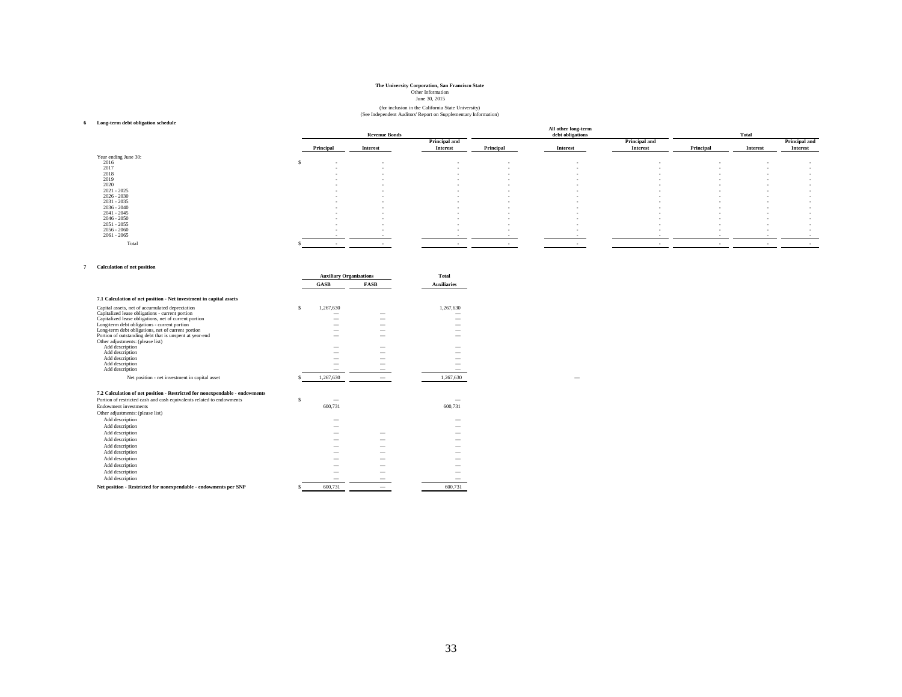**The University Corporation, San Francisco State**
Other Information
June 30, 2015

(for inclusion in the California State University)
(See Independent Auditors' Report on Supplementary Information)

**6 Long-term debt obligation schedule**

| | Revenue Bonds | | | All other long-term debt obligations | | | Total | | |
|---|---|---|---|---|---|---|---|---|---|
| | Principal | Interest | Principal and Interest | Principal | Interest | Principal and Interest | Principal | Interest | Principal and Interest |
| Year ending June 30: | | | | | | | | | |
| 2016 | $ - | - | - | - | - | - | - | - | - |
| 2017 | - | - | - | - | - | - | - | - | - |
| 2018 | - | - | - | - | - | - | - | - | - |
| 2019 | - | - | - | - | - | - | - | - | - |
| 2020 | - | - | - | - | - | - | - | - | - |
| 2021 - 2025 | - | - | - | - | - | - | - | - | - |
| 2026 - 2030 | - | - | - | - | - | - | - | - | - |
| 2031 - 2035 | - | - | - | - | - | - | - | - | - |
| 2036 - 2040 | - | - | - | - | - | - | - | - | - |
| 2041 - 2045 | - | - | - | - | - | - | - | - | - |
| 2046 - 2050 | - | - | - | - | - | - | - | - | - |
| 2051 - 2055 | - | - | - | - | - | - | - | - | - |
| 2056 - 2060 | - | - | - | - | - | - | - | - | - |
| 2061 - 2065 | - | - | - | - | - | - | - | - | - |
| Total | $ - | - | - | - | - | - | - | - | - |

**7 Calculation of net position**

| | Auxiliary Organizations | | Total |
|---|---|---|---|
| | GASB | FASB | Auxiliaries |
| **7.1 Calculation of net position - Net investment in capital assets** | | | |
| Capital assets, net of accumulated depreciation | $ 1,267,630 | | 1,267,630 |
| Capitalized lease obligations - current portion | — | — | — |
| Capitalized lease obligations, net of current portion | — | — | — |
| Long-term debt obligations - current portion | — | — | — |
| Long-term debt obligations, net of current portion | — | — | — |
| Portion of outstanding debt that is unspent at year-end | — | — | — |
| Other adjustments: (please list) | | | |
| Add description | — | — | — |
| Add description | — | — | — |
| Add description | — | — | — |
| Add description | — | — | — |
| Add description | — | — | — |
| Net position - net investment in capital asset | $ 1,267,630 | — | 1,267,630 |
| **7.2 Calculation of net position - Restricted for nonexpendable - endowments** | | | |
| Portion of restricted cash and cash equivalents related to endowments | $ — | | — |
| Endowment investments | 600,731 | | 600,731 |
| Other adjustments: (please list) | | | |
| Add description | — | | — |
| Add description | — | | — |
| Add description | — | — | — |
| Add description | — | — | — |
| Add description | — | — | — |
| Add description | — | — | — |
| Add description | — | — | — |
| Add description | — | — | — |
| Add description | — | — | — |
| Add description | — | — | — |
| **Net position - Restricted for nonexpendable - endowments per SNP** | $ 600,731 | — | 600,731 |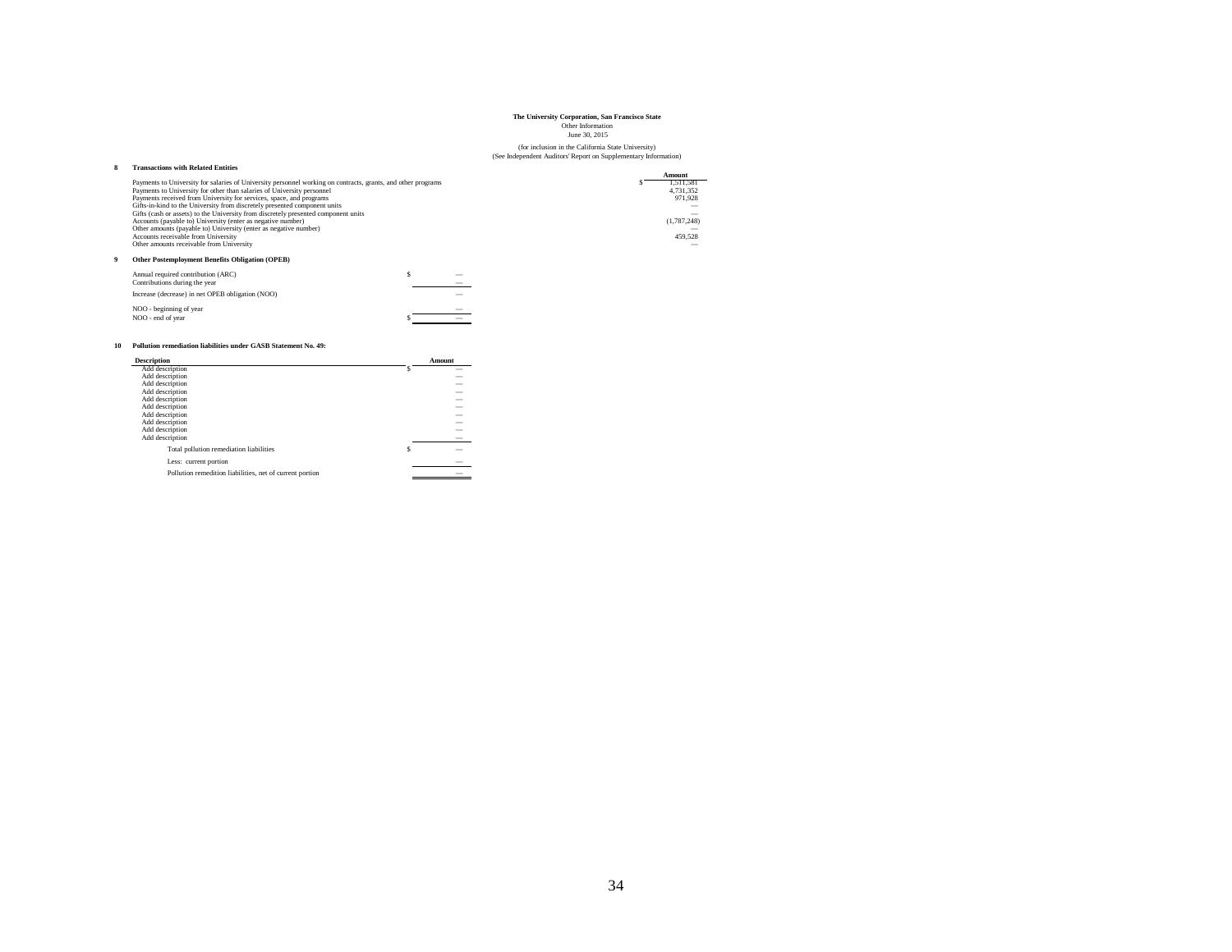**The University Corporation, San Francisco State**
Other Information
June 30, 2015

(for inclusion in the California State University)
(See Independent Auditors' Report on Supplementary Information)

## 8 Transactions with Related Entities

| | Amount |
|---|---|
| Payments to University for salaries of University personnel working on contracts, grants, and other programs | $ 1,511,581 |
| Payments to University for other than salaries of University personnel | 4,731,352 |
| Payments received from University for services, space, and programs | 971,928 |
| Gifts-in-kind to the University from discretely presented component units | — |
| Gifts (cash or assets) to the University from discretely presented component units | — |
| Accounts (payable to) University (enter as negative number) | (1,787,248) |
| Other amounts (payable to) University (enter as negative number) | — |
| Accounts receivable from University | 459,528 |
| Other amounts receivable from University | — |

## 9 Other Postemployment Benefits Obligation (OPEB)

| | |
|---|---|
| Annual required contribution (ARC) | $ — |
| Contributions during the year | — |
| Increase (decrease) in net OPEB obligation (NOO) | — |
| NOO - beginning of year | — |
| NOO - end of year | $ — |

## 10 Pollution remediation liabilities under GASB Statement No. 49:

| Description | Amount |
|---|---|
| Add description | $ — |
| Add description | — |
| Add description | — |
| Add description | — |
| Add description | — |
| Add description | — |
| Add description | — |
| Add description | — |
| Add description | — |
| Add description | — |
| Total pollution remediation liabilities | $ — |
| Less: current portion | — |
| Pollution remedition liabilities, net of current portion | — |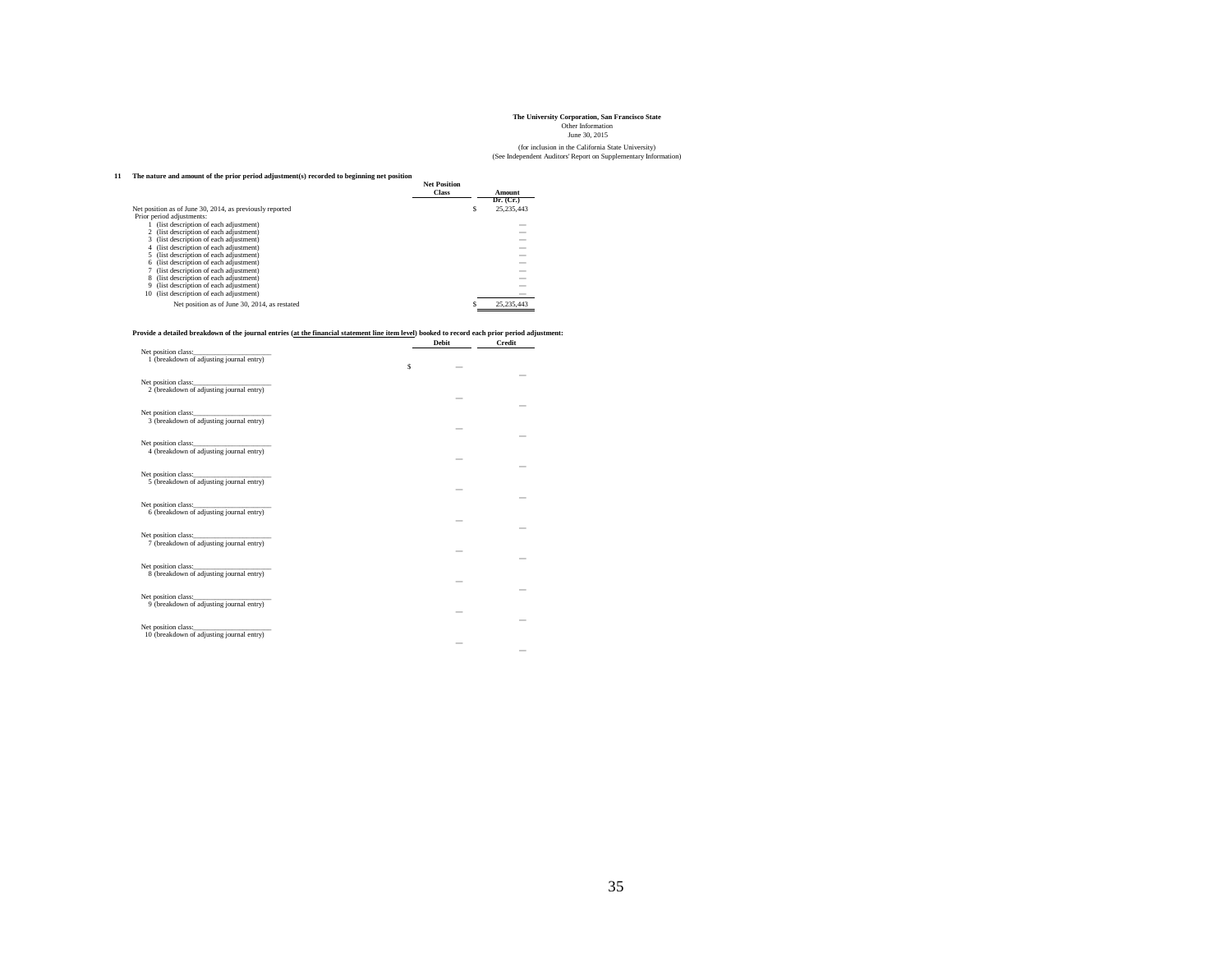**The University Corporation, San Francisco State**
Other Information
June 30, 2015

(for inclusion in the California State University)
(See Independent Auditors' Report on Supplementary Information)

**11 The nature and amount of the prior period adjustment(s) recorded to beginning net position**

| | Net Position Class | Amount Dr. (Cr.) |
|---|---|---|
| Net position as of June 30, 2014, as previously reported | | $ 25,235,443 |
| Prior period adjustments: | | |
| 1 (list description of each adjustment) | | — |
| 2 (list description of each adjustment) | | — |
| 3 (list description of each adjustment) | | — |
| 4 (list description of each adjustment) | | — |
| 5 (list description of each adjustment) | | — |
| 6 (list description of each adjustment) | | — |
| 7 (list description of each adjustment) | | — |
| 8 (list description of each adjustment) | | — |
| 9 (list description of each adjustment) | | — |
| 10 (list description of each adjustment) | | — |
| Net position as of June 30, 2014, as restated | | $ 25,235,443 |

**Provide a detailed breakdown of the journal entries (<u>at the financial statement line item level</u>) booked to record each prior period adjustment:**

| | Debit | Credit |
|---|---|---|
| Net position class:______________________ | | |
| 1 (breakdown of adjusting journal entry) | | |
| | $ — | |
| | | — |
| Net position class:______________________ | | |
| 2 (breakdown of adjusting journal entry) | | |
| | — | |
| | | — |
| Net position class:______________________ | | |
| 3 (breakdown of adjusting journal entry) | | |
| | — | |
| | | — |
| Net position class:______________________ | | |
| 4 (breakdown of adjusting journal entry) | | |
| | — | |
| | | — |
| Net position class:______________________ | | |
| 5 (breakdown of adjusting journal entry) | | |
| | — | |
| | | — |
| Net position class:______________________ | | |
| 6 (breakdown of adjusting journal entry) | | |
| | — | |
| | | — |
| Net position class:______________________ | | |
| 7 (breakdown of adjusting journal entry) | | |
| | — | |
| | | — |
| Net position class:______________________ | | |
| 8 (breakdown of adjusting journal entry) | | |
| | — | |
| | | — |
| Net position class:______________________ | | |
| 9 (breakdown of adjusting journal entry) | | |
| | — | |
| | | — |
| Net position class:______________________ | | |
| 10 (breakdown of adjusting journal entry) | | |
| | — | |
| | | — |